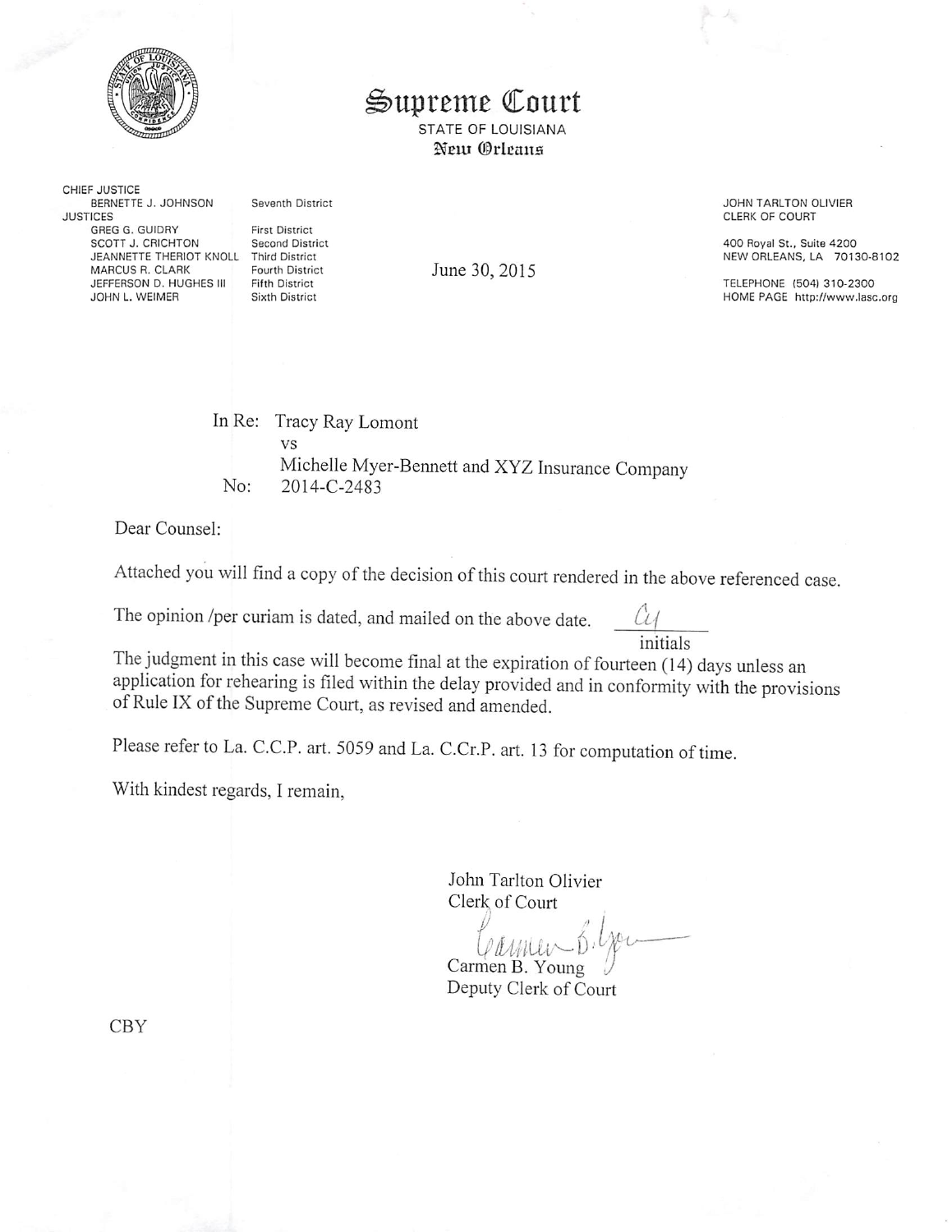# Supreme Court

STATE OF LOUISIANA
New Orleans

CHIEF JUSTICE
BERNETTE J. JOHNSON — Seventh District
JUSTICES
GREG G. GUIDRY — First District
SCOTT J. CRICHTON — Second District
JEANNETTE THERIOT KNOLL — Third District
MARCUS R. CLARK — Fourth District
JEFFERSON D. HUGHES III — Fifth District
JOHN L. WEIMER — Sixth District

JOHN TARLTON OLIVIER
CLERK OF COURT

400 Royal St., Suite 4200
NEW ORLEANS, LA 70130-8102

TELEPHONE (504) 310-2300
HOME PAGE http://www.lasc.org

June 30, 2015

In Re: Tracy Ray Lomont
vs
Michelle Myer-Bennett and XYZ Insurance Company
No: 2014-C-2483

Dear Counsel:

Attached you will find a copy of the decision of this court rendered in the above referenced case.

The opinion /per curiam is dated, and mailed on the above date. ___Cy___ initials

The judgment in this case will become final at the expiration of fourteen (14) days unless an application for rehearing is filed within the delay provided and in conformity with the provisions of Rule IX of the Supreme Court, as revised and amended.

Please refer to La. C.C.P. art. 5059 and La. C.Cr.P. art. 13 for computation of time.

With kindest regards, I remain,

John Tarlton Olivier
Clerk of Court

Carmen B. Young
Deputy Clerk of Court

CBY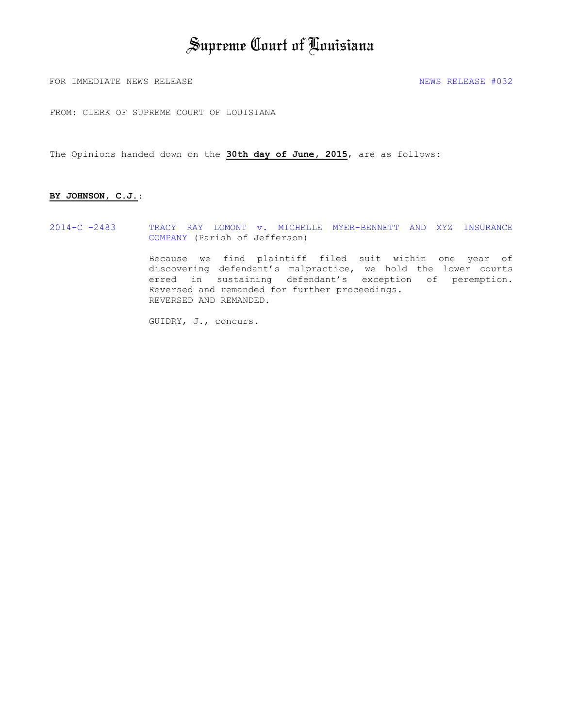# Supreme Court of Louisiana

FOR IMMEDIATE NEWS RELEASE NEWS RELEASE #032

FROM: CLERK OF SUPREME COURT OF LOUISIANA

The Opinions handed down on the **30th day of June, 2015**, are as follows:

**BY JOHNSON, C.J.:**

2014-C -2483 TRACY RAY LOMONT v. MICHELLE MYER-BENNETT AND XYZ INSURANCE COMPANY (Parish of Jefferson)

Because we find plaintiff filed suit within one year of discovering defendant's malpractice, we hold the lower courts erred in sustaining defendant's exception of peremption. Reversed and remanded for further proceedings.
REVERSED AND REMANDED.

GUIDRY, J., concurs.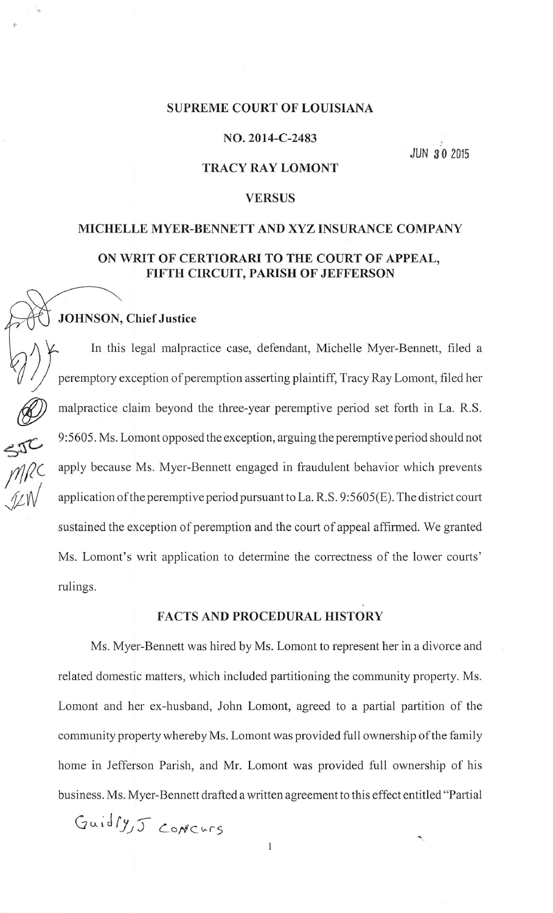# SUPREME COURT OF LOUISIANA

## NO. 2014-C-2483

JUN 30 2015

## TRACY RAY LOMONT

## VERSUS

## MICHELLE MYER-BENNETT AND XYZ INSURANCE COMPANY

## ON WRIT OF CERTIORARI TO THE COURT OF APPEAL, FIFTH CIRCUIT, PARISH OF JEFFERSON

**JOHNSON, Chief Justice**

In this legal malpractice case, defendant, Michelle Myer-Bennett, filed a peremptory exception of peremption asserting plaintiff, Tracy Ray Lomont, filed her malpractice claim beyond the three-year peremptive period set forth in La. R.S. 9:5605. Ms. Lomont opposed the exception, arguing the peremptive period should not apply because Ms. Myer-Bennett engaged in fraudulent behavior which prevents application of the peremptive period pursuant to La. R.S. 9:5605(E). The district court sustained the exception of peremption and the court of appeal affirmed. We granted Ms. Lomont's writ application to determine the correctness of the lower courts' rulings.

### FACTS AND PROCEDURAL HISTORY

Ms. Myer-Bennett was hired by Ms. Lomont to represent her in a divorce and related domestic matters, which included partitioning the community property. Ms. Lomont and her ex-husband, John Lomont, agreed to a partial partition of the community property whereby Ms. Lomont was provided full ownership of the family home in Jefferson Parish, and Mr. Lomont was provided full ownership of his business. Ms. Myer-Bennett drafted a written agreement to this effect entitled "Partial

Guidry, J Concurs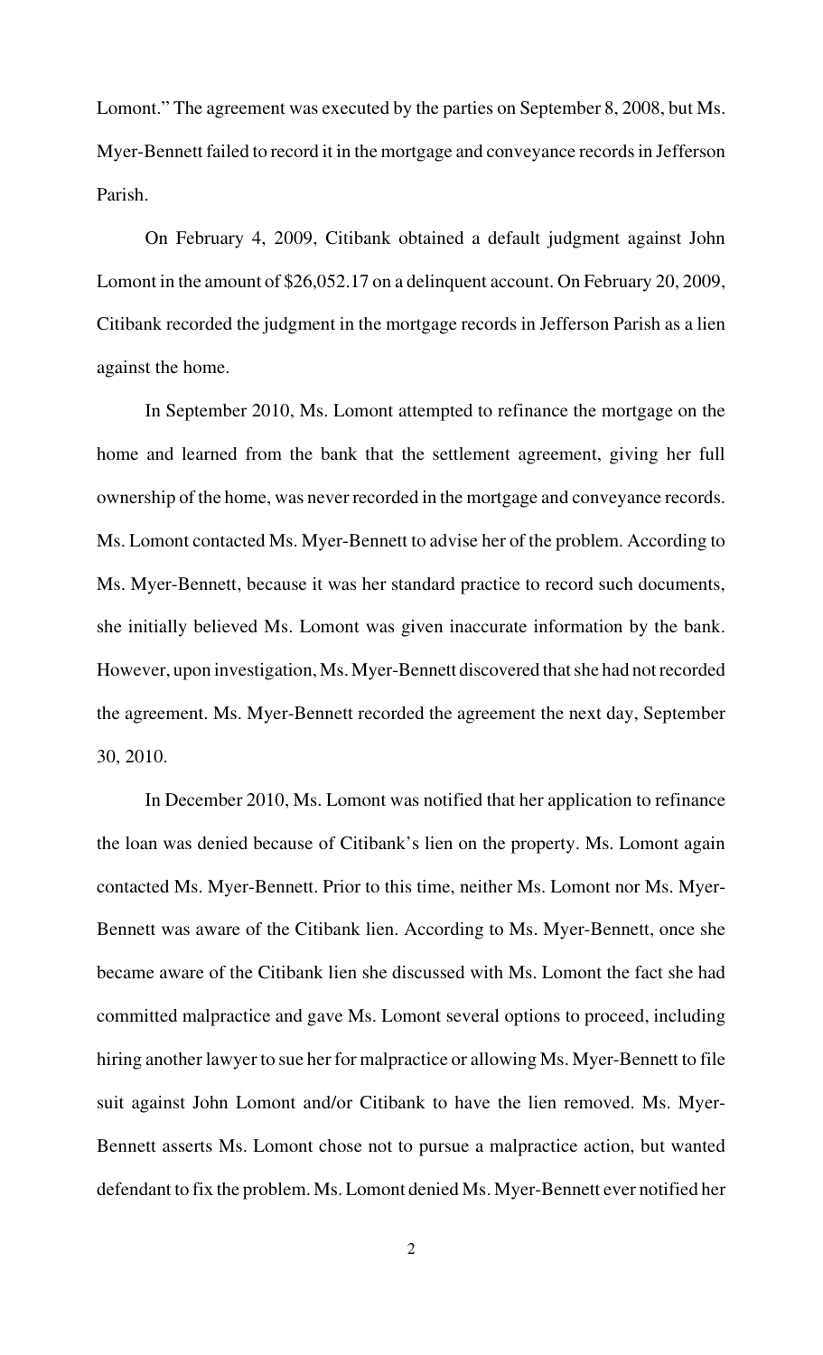Lomont." The agreement was executed by the parties on September 8, 2008, but Ms. Myer-Bennett failed to record it in the mortgage and conveyance records in Jefferson Parish.

On February 4, 2009, Citibank obtained a default judgment against John Lomont in the amount of $26,052.17 on a delinquent account. On February 20, 2009, Citibank recorded the judgment in the mortgage records in Jefferson Parish as a lien against the home.

In September 2010, Ms. Lomont attempted to refinance the mortgage on the home and learned from the bank that the settlement agreement, giving her full ownership of the home, was never recorded in the mortgage and conveyance records. Ms. Lomont contacted Ms. Myer-Bennett to advise her of the problem. According to Ms. Myer-Bennett, because it was her standard practice to record such documents, she initially believed Ms. Lomont was given inaccurate information by the bank. However, upon investigation, Ms. Myer-Bennett discovered that she had not recorded the agreement. Ms. Myer-Bennett recorded the agreement the next day, September 30, 2010.

In December 2010, Ms. Lomont was notified that her application to refinance the loan was denied because of Citibank's lien on the property. Ms. Lomont again contacted Ms. Myer-Bennett. Prior to this time, neither Ms. Lomont nor Ms. Myer-Bennett was aware of the Citibank lien. According to Ms. Myer-Bennett, once she became aware of the Citibank lien she discussed with Ms. Lomont the fact she had committed malpractice and gave Ms. Lomont several options to proceed, including hiring another lawyer to sue her for malpractice or allowing Ms. Myer-Bennett to file suit against John Lomont and/or Citibank to have the lien removed. Ms. Myer-Bennett asserts Ms. Lomont chose not to pursue a malpractice action, but wanted defendant to fix the problem. Ms. Lomont denied Ms. Myer-Bennett ever notified her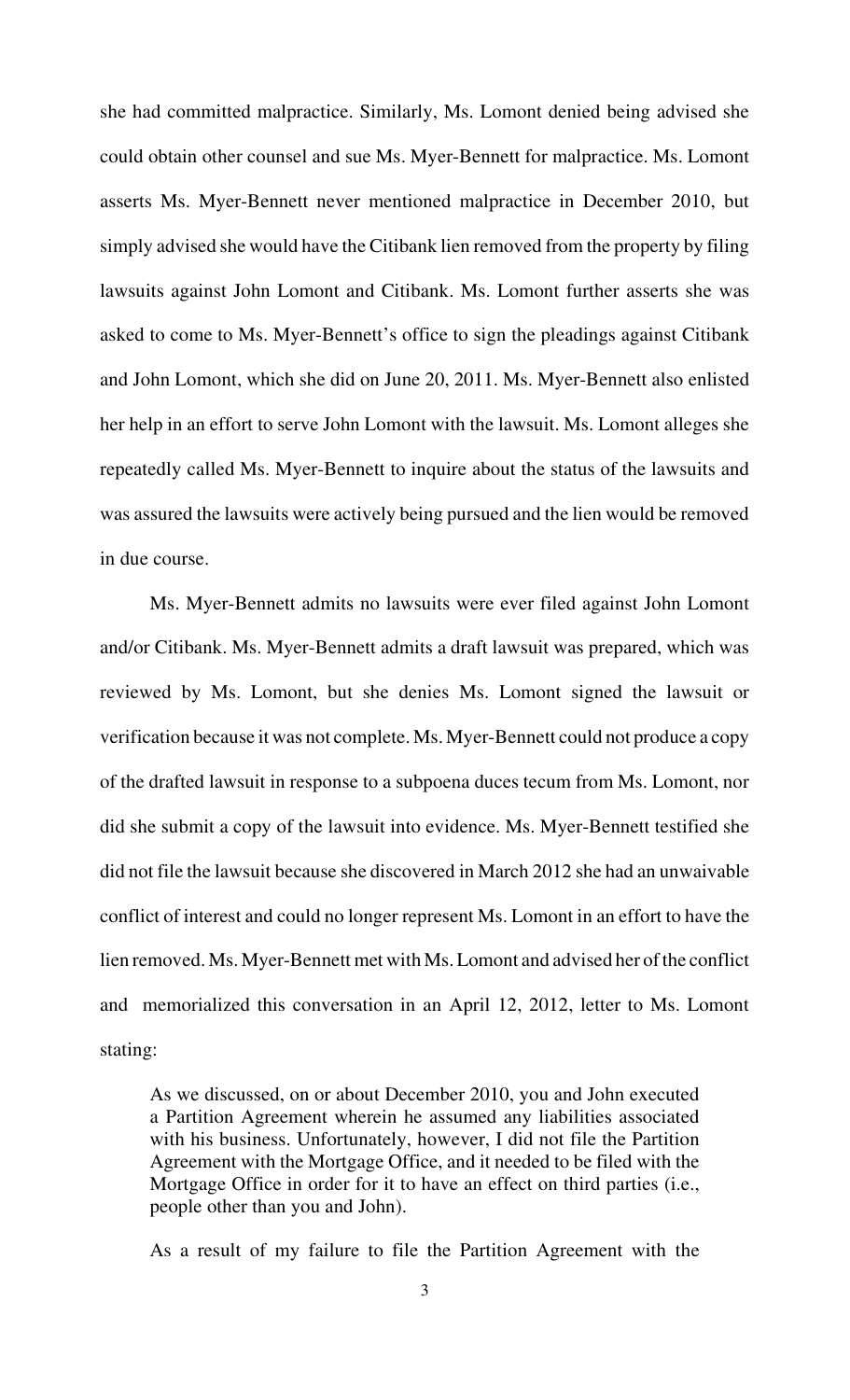she had committed malpractice. Similarly, Ms. Lomont denied being advised she could obtain other counsel and sue Ms. Myer-Bennett for malpractice. Ms. Lomont asserts Ms. Myer-Bennett never mentioned malpractice in December 2010, but simply advised she would have the Citibank lien removed from the property by filing lawsuits against John Lomont and Citibank. Ms. Lomont further asserts she was asked to come to Ms. Myer-Bennett's office to sign the pleadings against Citibank and John Lomont, which she did on June 20, 2011. Ms. Myer-Bennett also enlisted her help in an effort to serve John Lomont with the lawsuit. Ms. Lomont alleges she repeatedly called Ms. Myer-Bennett to inquire about the status of the lawsuits and was assured the lawsuits were actively being pursued and the lien would be removed in due course.

Ms. Myer-Bennett admits no lawsuits were ever filed against John Lomont and/or Citibank. Ms. Myer-Bennett admits a draft lawsuit was prepared, which was reviewed by Ms. Lomont, but she denies Ms. Lomont signed the lawsuit or verification because it was not complete. Ms. Myer-Bennett could not produce a copy of the drafted lawsuit in response to a subpoena duces tecum from Ms. Lomont, nor did she submit a copy of the lawsuit into evidence. Ms. Myer-Bennett testified she did not file the lawsuit because she discovered in March 2012 she had an unwaivable conflict of interest and could no longer represent Ms. Lomont in an effort to have the lien removed. Ms. Myer-Bennett met with Ms. Lomont and advised her of the conflict and memorialized this conversation in an April 12, 2012, letter to Ms. Lomont stating:

> As we discussed, on or about December 2010, you and John executed a Partition Agreement wherein he assumed any liabilities associated with his business. Unfortunately, however, I did not file the Partition Agreement with the Mortgage Office, and it needed to be filed with the Mortgage Office in order for it to have an effect on third parties (i.e., people other than you and John).
>
> As a result of my failure to file the Partition Agreement with the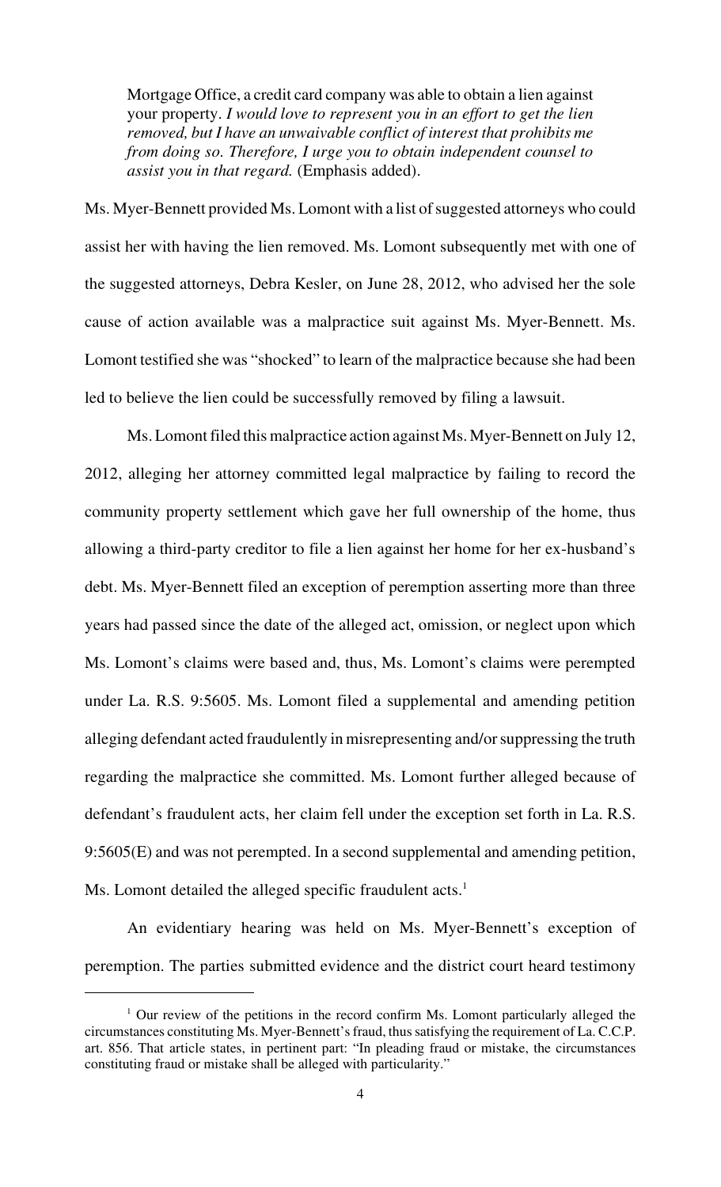> Mortgage Office, a credit card company was able to obtain a lien against your property. *I would love to represent you in an effort to get the lien removed, but I have an unwaivable conflict of interest that prohibits me from doing so. Therefore, I urge you to obtain independent counsel to assist you in that regard.* (Emphasis added).

Ms. Myer-Bennett provided Ms. Lomont with a list of suggested attorneys who could assist her with having the lien removed. Ms. Lomont subsequently met with one of the suggested attorneys, Debra Kesler, on June 28, 2012, who advised her the sole cause of action available was a malpractice suit against Ms. Myer-Bennett. Ms. Lomont testified she was "shocked" to learn of the malpractice because she had been led to believe the lien could be successfully removed by filing a lawsuit.

Ms. Lomont filed this malpractice action against Ms. Myer-Bennett on July 12, 2012, alleging her attorney committed legal malpractice by failing to record the community property settlement which gave her full ownership of the home, thus allowing a third-party creditor to file a lien against her home for her ex-husband's debt. Ms. Myer-Bennett filed an exception of peremption asserting more than three years had passed since the date of the alleged act, omission, or neglect upon which Ms. Lomont's claims were based and, thus, Ms. Lomont's claims were perempted under La. R.S. 9:5605. Ms. Lomont filed a supplemental and amending petition alleging defendant acted fraudulently in misrepresenting and/or suppressing the truth regarding the malpractice she committed. Ms. Lomont further alleged because of defendant's fraudulent acts, her claim fell under the exception set forth in La. R.S. 9:5605(E) and was not perempted. In a second supplemental and amending petition, Ms. Lomont detailed the alleged specific fraudulent acts.[1]

An evidentiary hearing was held on Ms. Myer-Bennett's exception of peremption. The parties submitted evidence and the district court heard testimony

---

[1] Our review of the petitions in the record confirm Ms. Lomont particularly alleged the circumstances constituting Ms. Myer-Bennett's fraud, thus satisfying the requirement of La. C.C.P. art. 856. That article states, in pertinent part: "In pleading fraud or mistake, the circumstances constituting fraud or mistake shall be alleged with particularity."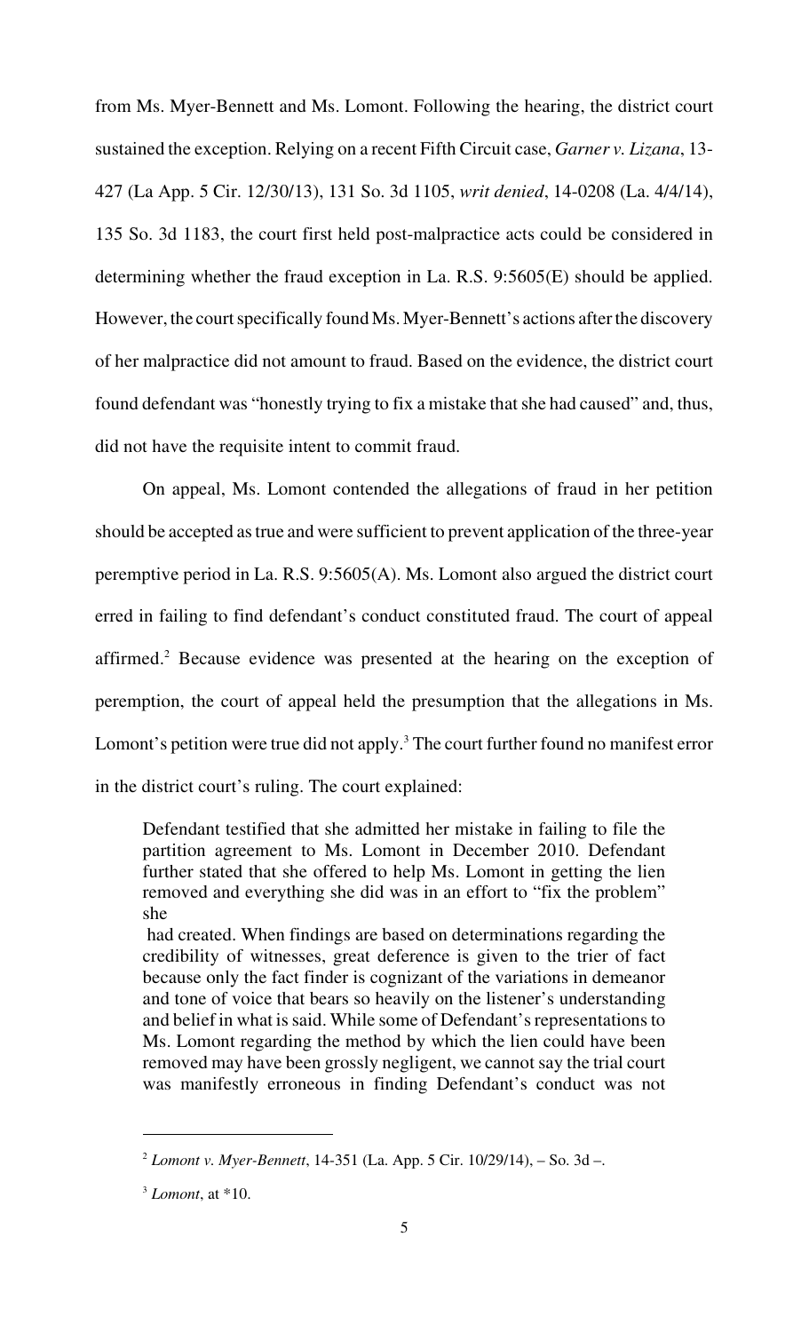from Ms. Myer-Bennett and Ms. Lomont. Following the hearing, the district court sustained the exception. Relying on a recent Fifth Circuit case, *Garner v. Lizana*, 13-427 (La App. 5 Cir. 12/30/13), 131 So. 3d 1105, *writ denied*, 14-0208 (La. 4/4/14), 135 So. 3d 1183, the court first held post-malpractice acts could be considered in determining whether the fraud exception in La. R.S. 9:5605(E) should be applied. However, the court specifically found Ms. Myer-Bennett's actions after the discovery of her malpractice did not amount to fraud. Based on the evidence, the district court found defendant was "honestly trying to fix a mistake that she had caused" and, thus, did not have the requisite intent to commit fraud.

On appeal, Ms. Lomont contended the allegations of fraud in her petition should be accepted as true and were sufficient to prevent application of the three-year peremptive period in La. R.S. 9:5605(A). Ms. Lomont also argued the district court erred in failing to find defendant's conduct constituted fraud. The court of appeal affirmed.[2] Because evidence was presented at the hearing on the exception of peremption, the court of appeal held the presumption that the allegations in Ms. Lomont's petition were true did not apply.[3] The court further found no manifest error in the district court's ruling. The court explained:

> Defendant testified that she admitted her mistake in failing to file the partition agreement to Ms. Lomont in December 2010. Defendant further stated that she offered to help Ms. Lomont in getting the lien removed and everything she did was in an effort to "fix the problem" she had created. When findings are based on determinations regarding the credibility of witnesses, great deference is given to the trier of fact because only the fact finder is cognizant of the variations in demeanor and tone of voice that bears so heavily on the listener's understanding and belief in what is said. While some of Defendant's representations to Ms. Lomont regarding the method by which the lien could have been removed may have been grossly negligent, we cannot say the trial court was manifestly erroneous in finding Defendant's conduct was not

---

[2] *Lomont v. Myer-Bennett*, 14-351 (La. App. 5 Cir. 10/29/14), – So. 3d –.

[3] *Lomont*, at *10.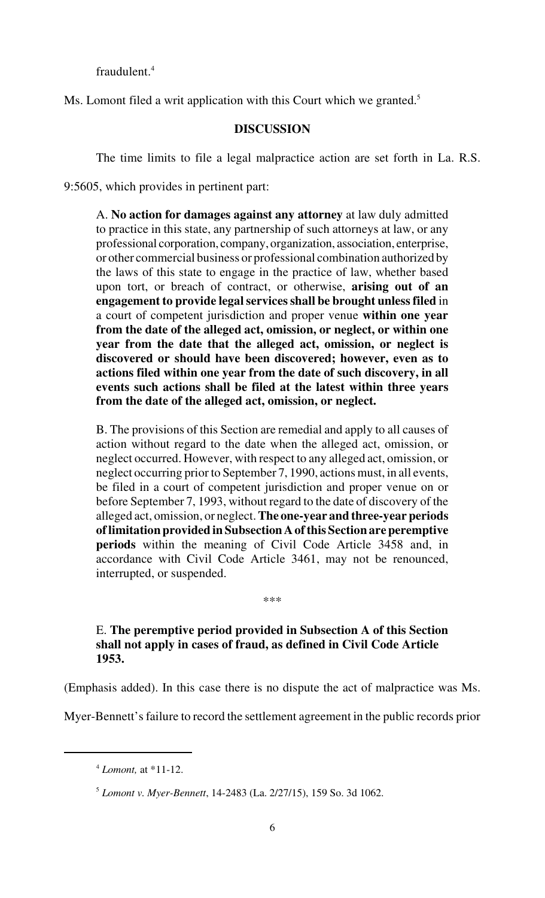fraudulent.[4]

Ms. Lomont filed a writ application with this Court which we granted.[5]

## DISCUSSION

The time limits to file a legal malpractice action are set forth in La. R.S. 9:5605, which provides in pertinent part:

> A. **No action for damages against any attorney** at law duly admitted to practice in this state, any partnership of such attorneys at law, or any professional corporation, company, organization, association, enterprise, or other commercial business or professional combination authorized by the laws of this state to engage in the practice of law, whether based upon tort, or breach of contract, or otherwise, **arising out of an engagement to provide legal services shall be brought unless filed** in a court of competent jurisdiction and proper venue **within one year from the date of the alleged act, omission, or neglect, or within one year from the date that the alleged act, omission, or neglect is discovered or should have been discovered; however, even as to actions filed within one year from the date of such discovery, in all events such actions shall be filed at the latest within three years from the date of the alleged act, omission, or neglect.**
>
> B. The provisions of this Section are remedial and apply to all causes of action without regard to the date when the alleged act, omission, or neglect occurred. However, with respect to any alleged act, omission, or neglect occurring prior to September 7, 1990, actions must, in all events, be filed in a court of competent jurisdiction and proper venue on or before September 7, 1993, without regard to the date of discovery of the alleged act, omission, or neglect. **The one-year and three-year periods of limitation provided in Subsection A of this Section are peremptive periods** within the meaning of Civil Code Article 3458 and, in accordance with Civil Code Article 3461, may not be renounced, interrupted, or suspended.
>
> \*\*\*
>
> E. **The peremptive period provided in Subsection A of this Section shall not apply in cases of fraud, as defined in Civil Code Article 1953.**

(Emphasis added). In this case there is no dispute the act of malpractice was Ms. Myer-Bennett's failure to record the settlement agreement in the public records prior

---

[4] *Lomont,* at \*11-12.

[5] *Lomont v. Myer-Bennett*, 14-2483 (La. 2/27/15), 159 So. 3d 1062.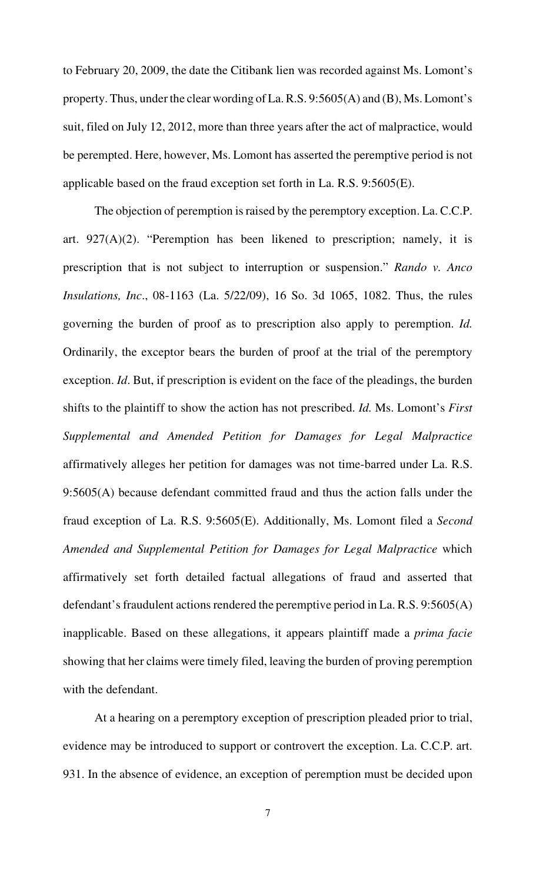to February 20, 2009, the date the Citibank lien was recorded against Ms. Lomont's property. Thus, under the clear wording of La. R.S. 9:5605(A) and (B), Ms. Lomont's suit, filed on July 12, 2012, more than three years after the act of malpractice, would be perempted. Here, however, Ms. Lomont has asserted the peremptive period is not applicable based on the fraud exception set forth in La. R.S. 9:5605(E).

The objection of peremption is raised by the peremptory exception. La. C.C.P. art. 927(A)(2). "Peremption has been likened to prescription; namely, it is prescription that is not subject to interruption or suspension." *Rando v. Anco Insulations, Inc*., 08-1163 (La. 5/22/09), 16 So. 3d 1065, 1082. Thus, the rules governing the burden of proof as to prescription also apply to peremption. *Id.* Ordinarily, the exceptor bears the burden of proof at the trial of the peremptory exception. *Id*. But, if prescription is evident on the face of the pleadings, the burden shifts to the plaintiff to show the action has not prescribed. *Id.* Ms. Lomont's *First Supplemental and Amended Petition for Damages for Legal Malpractice* affirmatively alleges her petition for damages was not time-barred under La. R.S. 9:5605(A) because defendant committed fraud and thus the action falls under the fraud exception of La. R.S. 9:5605(E). Additionally, Ms. Lomont filed a *Second Amended and Supplemental Petition for Damages for Legal Malpractice* which affirmatively set forth detailed factual allegations of fraud and asserted that defendant's fraudulent actions rendered the peremptive period in La. R.S. 9:5605(A) inapplicable. Based on these allegations, it appears plaintiff made a *prima facie* showing that her claims were timely filed, leaving the burden of proving peremption with the defendant.

At a hearing on a peremptory exception of prescription pleaded prior to trial, evidence may be introduced to support or controvert the exception. La. C.C.P. art. 931. In the absence of evidence, an exception of peremption must be decided upon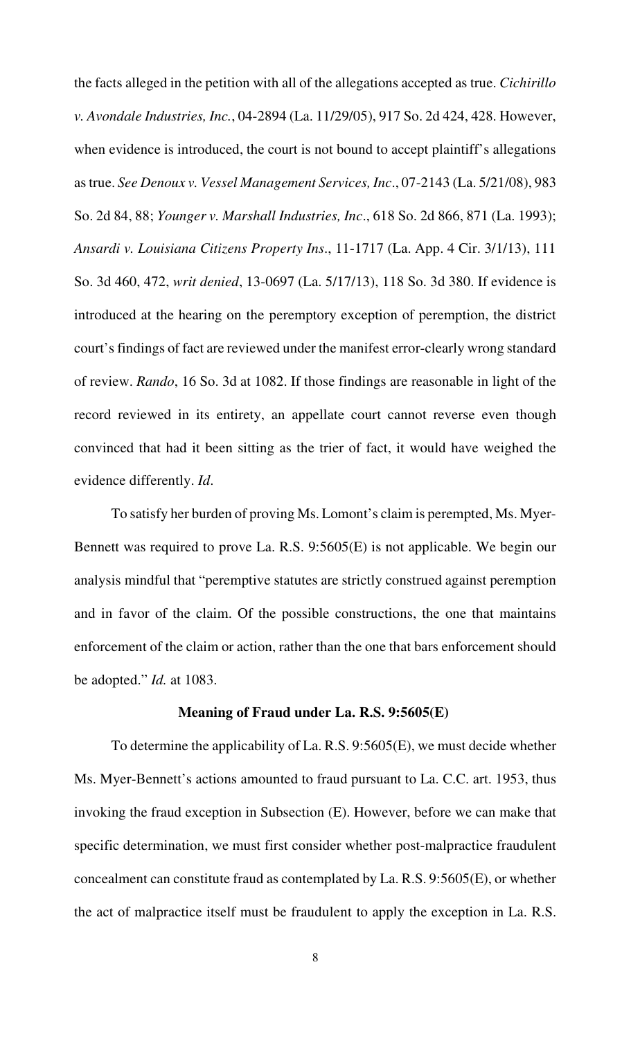the facts alleged in the petition with all of the allegations accepted as true. *Cichirillo v. Avondale Industries, Inc.*, 04-2894 (La. 11/29/05), 917 So. 2d 424, 428. However, when evidence is introduced, the court is not bound to accept plaintiff's allegations as true. *See Denoux v. Vessel Management Services, Inc*., 07-2143 (La. 5/21/08), 983 So. 2d 84, 88; *Younger v. Marshall Industries, Inc*., 618 So. 2d 866, 871 (La. 1993); *Ansardi v. Louisiana Citizens Property Ins*., 11-1717 (La. App. 4 Cir. 3/1/13), 111 So. 3d 460, 472, *writ denied*, 13-0697 (La. 5/17/13), 118 So. 3d 380. If evidence is introduced at the hearing on the peremptory exception of peremption, the district court's findings of fact are reviewed under the manifest error-clearly wrong standard of review. *Rando*, 16 So. 3d at 1082. If those findings are reasonable in light of the record reviewed in its entirety, an appellate court cannot reverse even though convinced that had it been sitting as the trier of fact, it would have weighed the evidence differently. *Id*.

To satisfy her burden of proving Ms. Lomont's claim is perempted, Ms. Myer-Bennett was required to prove La. R.S. 9:5605(E) is not applicable. We begin our analysis mindful that "peremptive statutes are strictly construed against peremption and in favor of the claim. Of the possible constructions, the one that maintains enforcement of the claim or action, rather than the one that bars enforcement should be adopted." *Id.* at 1083.

**Meaning of Fraud under La. R.S. 9:5605(E)**

To determine the applicability of La. R.S. 9:5605(E), we must decide whether Ms. Myer-Bennett's actions amounted to fraud pursuant to La. C.C. art. 1953, thus invoking the fraud exception in Subsection (E). However, before we can make that specific determination, we must first consider whether post-malpractice fraudulent concealment can constitute fraud as contemplated by La. R.S. 9:5605(E), or whether the act of malpractice itself must be fraudulent to apply the exception in La. R.S.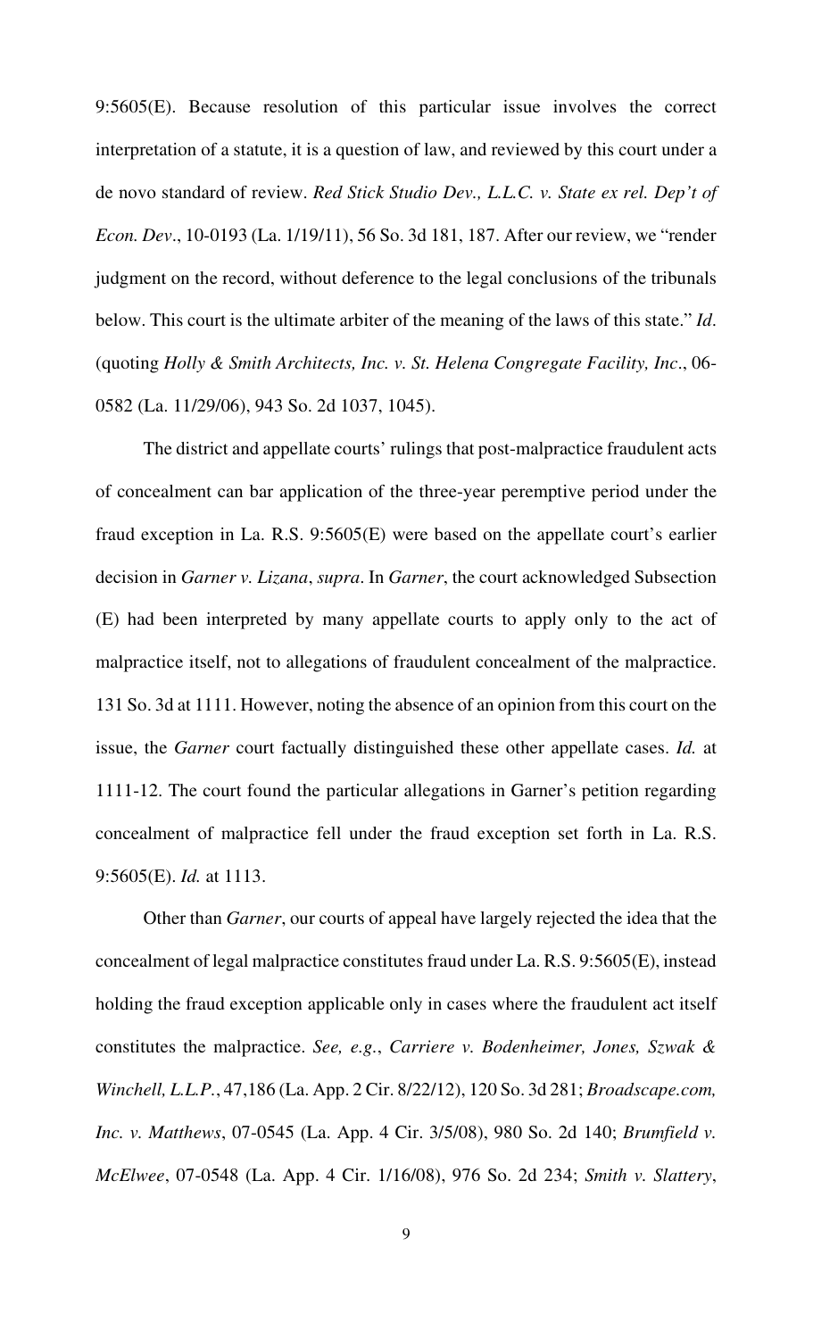9:5605(E). Because resolution of this particular issue involves the correct interpretation of a statute, it is a question of law, and reviewed by this court under a de novo standard of review. *Red Stick Studio Dev., L.L.C. v. State ex rel. Dep't of Econ. Dev*., 10-0193 (La. 1/19/11), 56 So. 3d 181, 187. After our review, we "render judgment on the record, without deference to the legal conclusions of the tribunals below. This court is the ultimate arbiter of the meaning of the laws of this state." *Id*. (quoting *Holly & Smith Architects, Inc. v. St. Helena Congregate Facility, Inc*., 06-0582 (La. 11/29/06), 943 So. 2d 1037, 1045).

The district and appellate courts' rulings that post-malpractice fraudulent acts of concealment can bar application of the three-year peremptive period under the fraud exception in La. R.S. 9:5605(E) were based on the appellate court's earlier decision in *Garner v. Lizana*, *supra*. In *Garner*, the court acknowledged Subsection (E) had been interpreted by many appellate courts to apply only to the act of malpractice itself, not to allegations of fraudulent concealment of the malpractice. 131 So. 3d at 1111. However, noting the absence of an opinion from this court on the issue, the *Garner* court factually distinguished these other appellate cases. *Id.* at 1111-12. The court found the particular allegations in Garner's petition regarding concealment of malpractice fell under the fraud exception set forth in La. R.S. 9:5605(E). *Id.* at 1113.

Other than *Garner*, our courts of appeal have largely rejected the idea that the concealment of legal malpractice constitutes fraud under La. R.S. 9:5605(E), instead holding the fraud exception applicable only in cases where the fraudulent act itself constitutes the malpractice. *See, e.g.*, *Carriere v. Bodenheimer, Jones, Szwak & Winchell, L.L.P.*, 47,186 (La. App. 2 Cir. 8/22/12), 120 So. 3d 281; *Broadscape.com, Inc. v. Matthews*, 07-0545 (La. App. 4 Cir. 3/5/08), 980 So. 2d 140; *Brumfield v. McElwee*, 07-0548 (La. App. 4 Cir. 1/16/08), 976 So. 2d 234; *Smith v. Slattery*,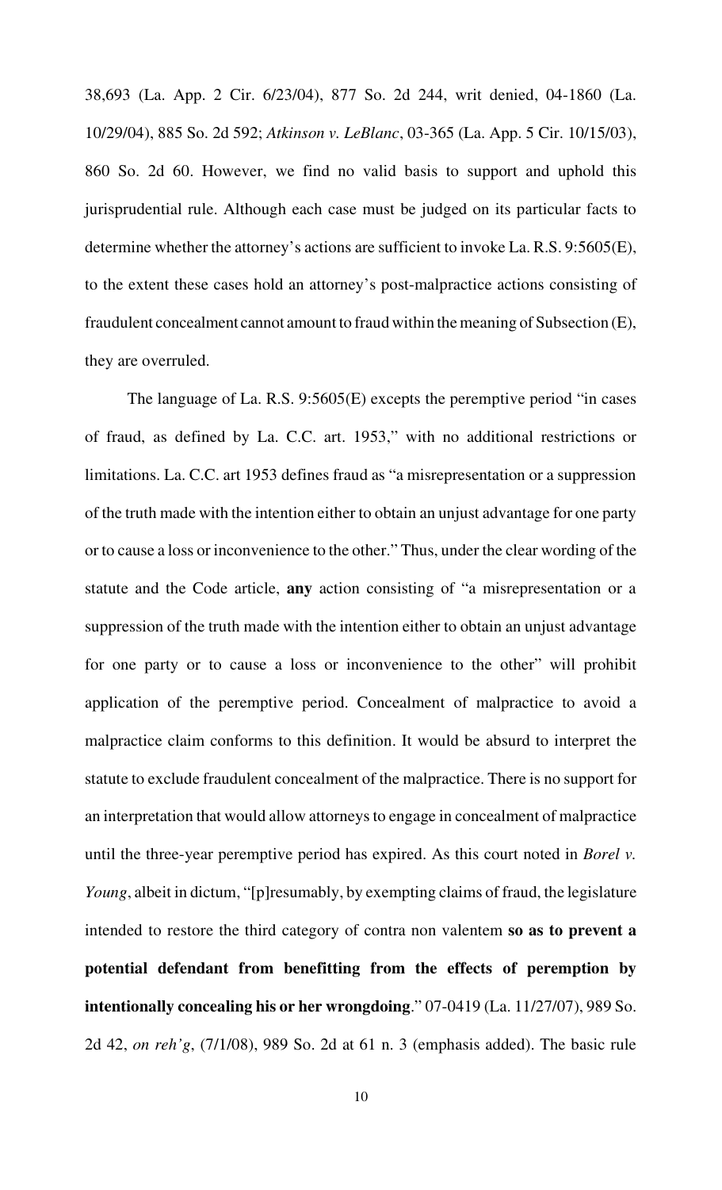38,693 (La. App. 2 Cir. 6/23/04), 877 So. 2d 244, writ denied, 04-1860 (La. 10/29/04), 885 So. 2d 592; *Atkinson v. LeBlanc*, 03-365 (La. App. 5 Cir. 10/15/03), 860 So. 2d 60. However, we find no valid basis to support and uphold this jurisprudential rule. Although each case must be judged on its particular facts to determine whether the attorney's actions are sufficient to invoke La. R.S. 9:5605(E), to the extent these cases hold an attorney's post-malpractice actions consisting of fraudulent concealment cannot amount to fraud within the meaning of Subsection (E), they are overruled.

The language of La. R.S. 9:5605(E) excepts the peremptive period "in cases of fraud, as defined by La. C.C. art. 1953," with no additional restrictions or limitations. La. C.C. art 1953 defines fraud as "a misrepresentation or a suppression of the truth made with the intention either to obtain an unjust advantage for one party or to cause a loss or inconvenience to the other." Thus, under the clear wording of the statute and the Code article, **any** action consisting of "a misrepresentation or a suppression of the truth made with the intention either to obtain an unjust advantage for one party or to cause a loss or inconvenience to the other" will prohibit application of the peremptive period. Concealment of malpractice to avoid a malpractice claim conforms to this definition. It would be absurd to interpret the statute to exclude fraudulent concealment of the malpractice. There is no support for an interpretation that would allow attorneys to engage in concealment of malpractice until the three-year peremptive period has expired. As this court noted in *Borel v. Young*, albeit in dictum, "[p]resumably, by exempting claims of fraud, the legislature intended to restore the third category of contra non valentem **so as to prevent a potential defendant from benefitting from the effects of peremption by intentionally concealing his or her wrongdoing**." 07-0419 (La. 11/27/07), 989 So. 2d 42, *on reh'g*, (7/1/08), 989 So. 2d at 61 n. 3 (emphasis added). The basic rule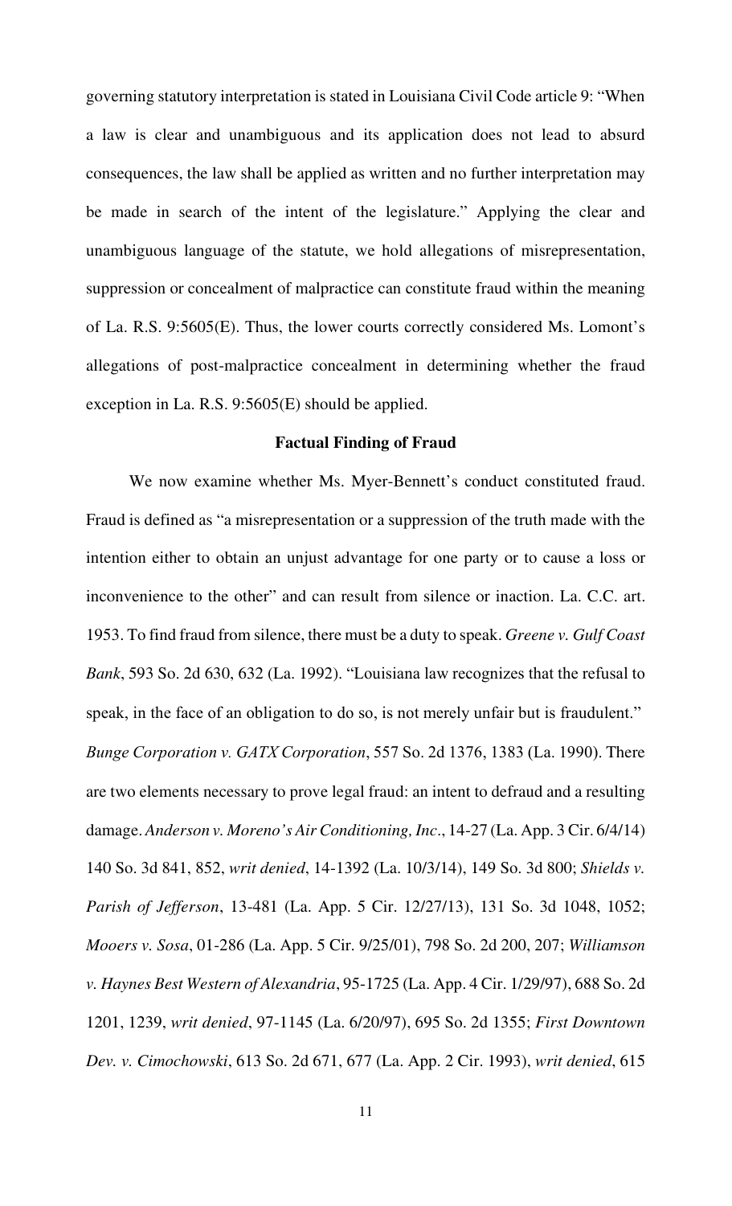governing statutory interpretation is stated in Louisiana Civil Code article 9: "When a law is clear and unambiguous and its application does not lead to absurd consequences, the law shall be applied as written and no further interpretation may be made in search of the intent of the legislature." Applying the clear and unambiguous language of the statute, we hold allegations of misrepresentation, suppression or concealment of malpractice can constitute fraud within the meaning of La. R.S. 9:5605(E). Thus, the lower courts correctly considered Ms. Lomont's allegations of post-malpractice concealment in determining whether the fraud exception in La. R.S. 9:5605(E) should be applied.

**Factual Finding of Fraud**

We now examine whether Ms. Myer-Bennett's conduct constituted fraud. Fraud is defined as "a misrepresentation or a suppression of the truth made with the intention either to obtain an unjust advantage for one party or to cause a loss or inconvenience to the other" and can result from silence or inaction. La. C.C. art. 1953. To find fraud from silence, there must be a duty to speak. *Greene v. Gulf Coast Bank*, 593 So. 2d 630, 632 (La. 1992). "Louisiana law recognizes that the refusal to speak, in the face of an obligation to do so, is not merely unfair but is fraudulent." *Bunge Corporation v. GATX Corporation*, 557 So. 2d 1376, 1383 (La. 1990). There are two elements necessary to prove legal fraud: an intent to defraud and a resulting damage. *Anderson v. Moreno's Air Conditioning, Inc*., 14-27 (La. App. 3 Cir. 6/4/14) 140 So. 3d 841, 852, *writ denied*, 14-1392 (La. 10/3/14), 149 So. 3d 800; *Shields v. Parish of Jefferson*, 13-481 (La. App. 5 Cir. 12/27/13), 131 So. 3d 1048, 1052; *Mooers v. Sosa*, 01-286 (La. App. 5 Cir. 9/25/01), 798 So. 2d 200, 207; *Williamson v. Haynes Best Western of Alexandria*, 95-1725 (La. App. 4 Cir. 1/29/97), 688 So. 2d 1201, 1239, *writ denied*, 97-1145 (La. 6/20/97), 695 So. 2d 1355; *First Downtown Dev. v. Cimochowski*, 613 So. 2d 671, 677 (La. App. 2 Cir. 1993), *writ denied*, 615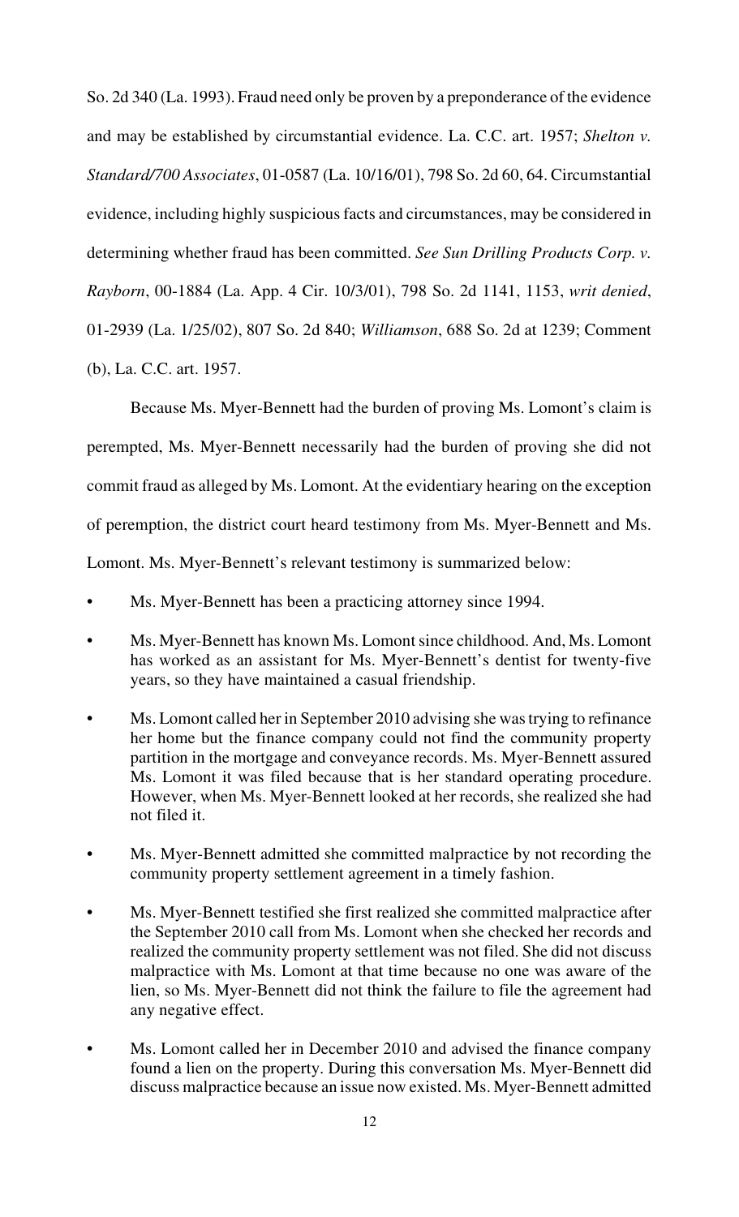So. 2d 340 (La. 1993). Fraud need only be proven by a preponderance of the evidence and may be established by circumstantial evidence. La. C.C. art. 1957; *Shelton v. Standard/700 Associates*, 01-0587 (La. 10/16/01), 798 So. 2d 60, 64. Circumstantial evidence, including highly suspicious facts and circumstances, may be considered in determining whether fraud has been committed. *See Sun Drilling Products Corp. v. Rayborn*, 00-1884 (La. App. 4 Cir. 10/3/01), 798 So. 2d 1141, 1153, *writ denied*, 01-2939 (La. 1/25/02), 807 So. 2d 840; *Williamson*, 688 So. 2d at 1239; Comment (b), La. C.C. art. 1957.

Because Ms. Myer-Bennett had the burden of proving Ms. Lomont's claim is perempted, Ms. Myer-Bennett necessarily had the burden of proving she did not commit fraud as alleged by Ms. Lomont. At the evidentiary hearing on the exception of peremption, the district court heard testimony from Ms. Myer-Bennett and Ms. Lomont. Ms. Myer-Bennett's relevant testimony is summarized below:

- Ms. Myer-Bennett has been a practicing attorney since 1994.
- Ms. Myer-Bennett has known Ms. Lomont since childhood. And, Ms. Lomont has worked as an assistant for Ms. Myer-Bennett's dentist for twenty-five years, so they have maintained a casual friendship.
- Ms. Lomont called her in September 2010 advising she was trying to refinance her home but the finance company could not find the community property partition in the mortgage and conveyance records. Ms. Myer-Bennett assured Ms. Lomont it was filed because that is her standard operating procedure. However, when Ms. Myer-Bennett looked at her records, she realized she had not filed it.
- Ms. Myer-Bennett admitted she committed malpractice by not recording the community property settlement agreement in a timely fashion.
- Ms. Myer-Bennett testified she first realized she committed malpractice after the September 2010 call from Ms. Lomont when she checked her records and realized the community property settlement was not filed. She did not discuss malpractice with Ms. Lomont at that time because no one was aware of the lien, so Ms. Myer-Bennett did not think the failure to file the agreement had any negative effect.
- Ms. Lomont called her in December 2010 and advised the finance company found a lien on the property. During this conversation Ms. Myer-Bennett did discuss malpractice because an issue now existed. Ms. Myer-Bennett admitted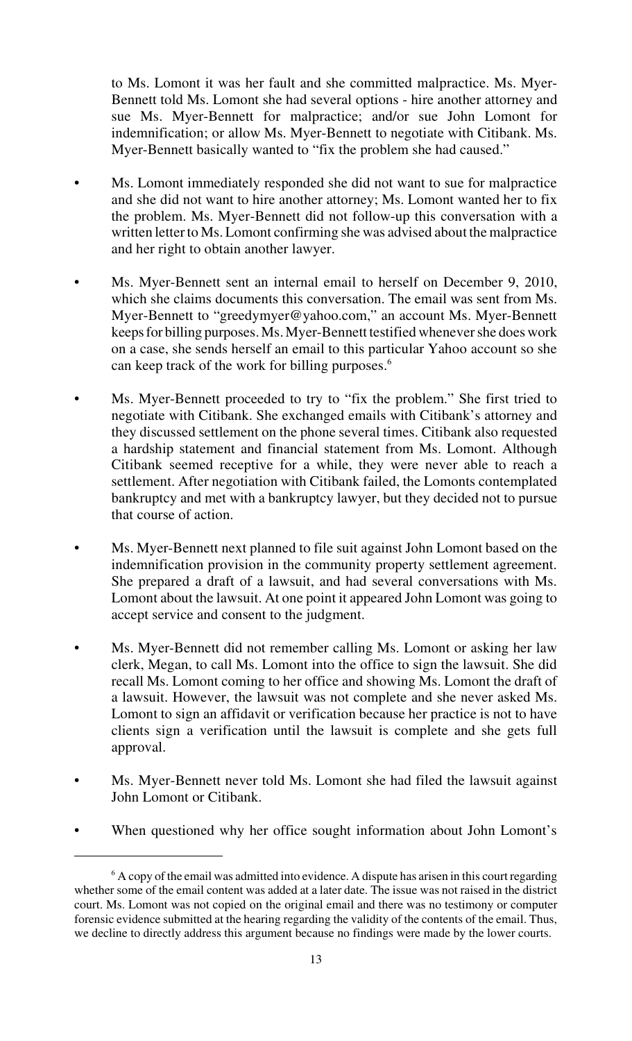to Ms. Lomont it was her fault and she committed malpractice. Ms. Myer-Bennett told Ms. Lomont she had several options - hire another attorney and sue Ms. Myer-Bennett for malpractice; and/or sue John Lomont for indemnification; or allow Ms. Myer-Bennett to negotiate with Citibank. Ms. Myer-Bennett basically wanted to "fix the problem she had caused."

- Ms. Lomont immediately responded she did not want to sue for malpractice and she did not want to hire another attorney; Ms. Lomont wanted her to fix the problem. Ms. Myer-Bennett did not follow-up this conversation with a written letter to Ms. Lomont confirming she was advised about the malpractice and her right to obtain another lawyer.

- Ms. Myer-Bennett sent an internal email to herself on December 9, 2010, which she claims documents this conversation. The email was sent from Ms. Myer-Bennett to "greedymyer@yahoo.com," an account Ms. Myer-Bennett keeps for billing purposes. Ms. Myer-Bennett testified whenever she does work on a case, she sends herself an email to this particular Yahoo account so she can keep track of the work for billing purposes.[6]

- Ms. Myer-Bennett proceeded to try to "fix the problem." She first tried to negotiate with Citibank. She exchanged emails with Citibank's attorney and they discussed settlement on the phone several times. Citibank also requested a hardship statement and financial statement from Ms. Lomont. Although Citibank seemed receptive for a while, they were never able to reach a settlement. After negotiation with Citibank failed, the Lomonts contemplated bankruptcy and met with a bankruptcy lawyer, but they decided not to pursue that course of action.

- Ms. Myer-Bennett next planned to file suit against John Lomont based on the indemnification provision in the community property settlement agreement. She prepared a draft of a lawsuit, and had several conversations with Ms. Lomont about the lawsuit. At one point it appeared John Lomont was going to accept service and consent to the judgment.

- Ms. Myer-Bennett did not remember calling Ms. Lomont or asking her law clerk, Megan, to call Ms. Lomont into the office to sign the lawsuit. She did recall Ms. Lomont coming to her office and showing Ms. Lomont the draft of a lawsuit. However, the lawsuit was not complete and she never asked Ms. Lomont to sign an affidavit or verification because her practice is not to have clients sign a verification until the lawsuit is complete and she gets full approval.

- Ms. Myer-Bennett never told Ms. Lomont she had filed the lawsuit against John Lomont or Citibank.

- When questioned why her office sought information about John Lomont's

---

[6] A copy of the email was admitted into evidence. A dispute has arisen in this court regarding whether some of the email content was added at a later date. The issue was not raised in the district court. Ms. Lomont was not copied on the original email and there was no testimony or computer forensic evidence submitted at the hearing regarding the validity of the contents of the email. Thus, we decline to directly address this argument because no findings were made by the lower courts.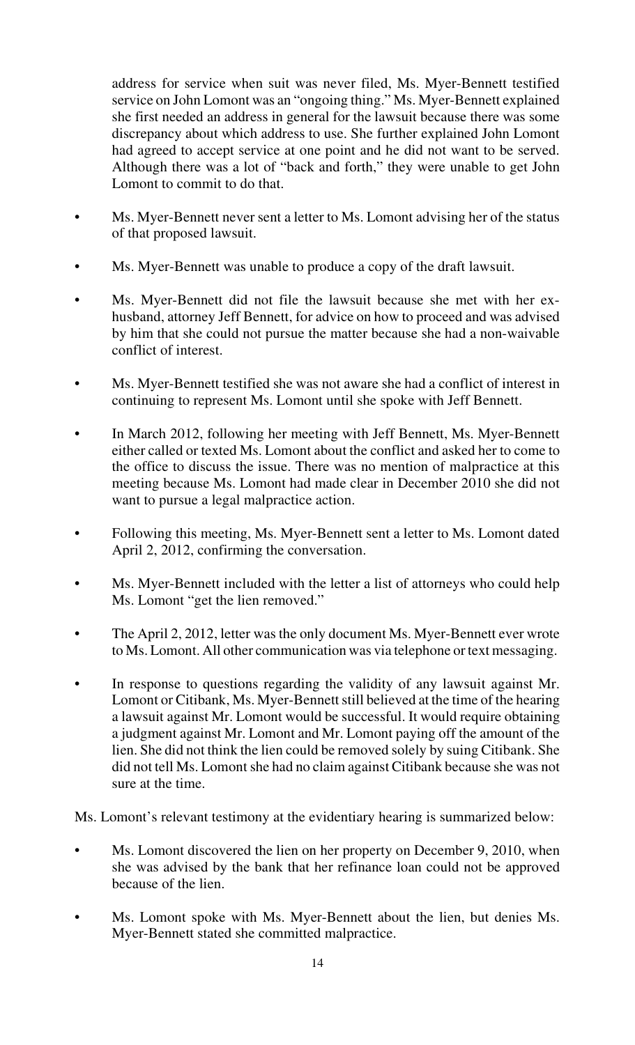address for service when suit was never filed, Ms. Myer-Bennett testified service on John Lomont was an "ongoing thing." Ms. Myer-Bennett explained she first needed an address in general for the lawsuit because there was some discrepancy about which address to use. She further explained John Lomont had agreed to accept service at one point and he did not want to be served. Although there was a lot of "back and forth," they were unable to get John Lomont to commit to do that.

- Ms. Myer-Bennett never sent a letter to Ms. Lomont advising her of the status of that proposed lawsuit.
- Ms. Myer-Bennett was unable to produce a copy of the draft lawsuit.
- Ms. Myer-Bennett did not file the lawsuit because she met with her ex-husband, attorney Jeff Bennett, for advice on how to proceed and was advised by him that she could not pursue the matter because she had a non-waivable conflict of interest.
- Ms. Myer-Bennett testified she was not aware she had a conflict of interest in continuing to represent Ms. Lomont until she spoke with Jeff Bennett.
- In March 2012, following her meeting with Jeff Bennett, Ms. Myer-Bennett either called or texted Ms. Lomont about the conflict and asked her to come to the office to discuss the issue. There was no mention of malpractice at this meeting because Ms. Lomont had made clear in December 2010 she did not want to pursue a legal malpractice action.
- Following this meeting, Ms. Myer-Bennett sent a letter to Ms. Lomont dated April 2, 2012, confirming the conversation.
- Ms. Myer-Bennett included with the letter a list of attorneys who could help Ms. Lomont "get the lien removed."
- The April 2, 2012, letter was the only document Ms. Myer-Bennett ever wrote to Ms. Lomont. All other communication was via telephone or text messaging.
- In response to questions regarding the validity of any lawsuit against Mr. Lomont or Citibank, Ms. Myer-Bennett still believed at the time of the hearing a lawsuit against Mr. Lomont would be successful. It would require obtaining a judgment against Mr. Lomont and Mr. Lomont paying off the amount of the lien. She did not think the lien could be removed solely by suing Citibank. She did not tell Ms. Lomont she had no claim against Citibank because she was not sure at the time.

Ms. Lomont's relevant testimony at the evidentiary hearing is summarized below:

- Ms. Lomont discovered the lien on her property on December 9, 2010, when she was advised by the bank that her refinance loan could not be approved because of the lien.
- Ms. Lomont spoke with Ms. Myer-Bennett about the lien, but denies Ms. Myer-Bennett stated she committed malpractice.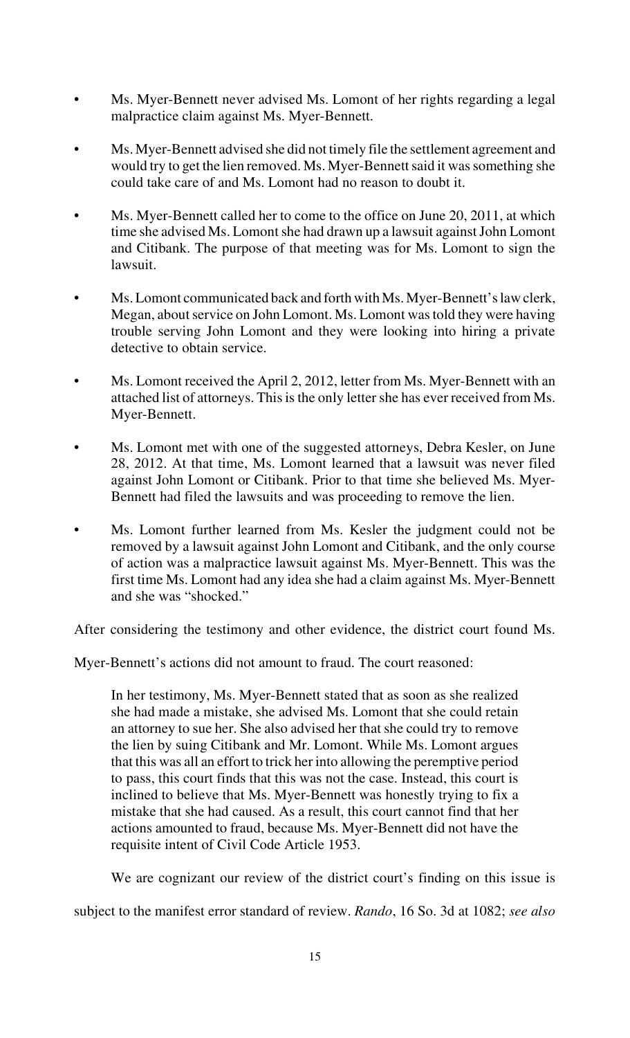- Ms. Myer-Bennett never advised Ms. Lomont of her rights regarding a legal malpractice claim against Ms. Myer-Bennett.

- Ms. Myer-Bennett advised she did not timely file the settlement agreement and would try to get the lien removed. Ms. Myer-Bennett said it was something she could take care of and Ms. Lomont had no reason to doubt it.

- Ms. Myer-Bennett called her to come to the office on June 20, 2011, at which time she advised Ms. Lomont she had drawn up a lawsuit against John Lomont and Citibank. The purpose of that meeting was for Ms. Lomont to sign the lawsuit.

- Ms. Lomont communicated back and forth with Ms. Myer-Bennett's law clerk, Megan, about service on John Lomont. Ms. Lomont was told they were having trouble serving John Lomont and they were looking into hiring a private detective to obtain service.

- Ms. Lomont received the April 2, 2012, letter from Ms. Myer-Bennett with an attached list of attorneys. This is the only letter she has ever received from Ms. Myer-Bennett.

- Ms. Lomont met with one of the suggested attorneys, Debra Kesler, on June 28, 2012. At that time, Ms. Lomont learned that a lawsuit was never filed against John Lomont or Citibank. Prior to that time she believed Ms. Myer-Bennett had filed the lawsuits and was proceeding to remove the lien.

- Ms. Lomont further learned from Ms. Kesler the judgment could not be removed by a lawsuit against John Lomont and Citibank, and the only course of action was a malpractice lawsuit against Ms. Myer-Bennett. This was the first time Ms. Lomont had any idea she had a claim against Ms. Myer-Bennett and she was "shocked."

After considering the testimony and other evidence, the district court found Ms. Myer-Bennett's actions did not amount to fraud. The court reasoned:

> In her testimony, Ms. Myer-Bennett stated that as soon as she realized she had made a mistake, she advised Ms. Lomont that she could retain an attorney to sue her. She also advised her that she could try to remove the lien by suing Citibank and Mr. Lomont. While Ms. Lomont argues that this was all an effort to trick her into allowing the peremptive period to pass, this court finds that this was not the case. Instead, this court is inclined to believe that Ms. Myer-Bennett was honestly trying to fix a mistake that she had caused. As a result, this court cannot find that her actions amounted to fraud, because Ms. Myer-Bennett did not have the requisite intent of Civil Code Article 1953.

We are cognizant our review of the district court's finding on this issue is subject to the manifest error standard of review. *Rando*, 16 So. 3d at 1082; *see also*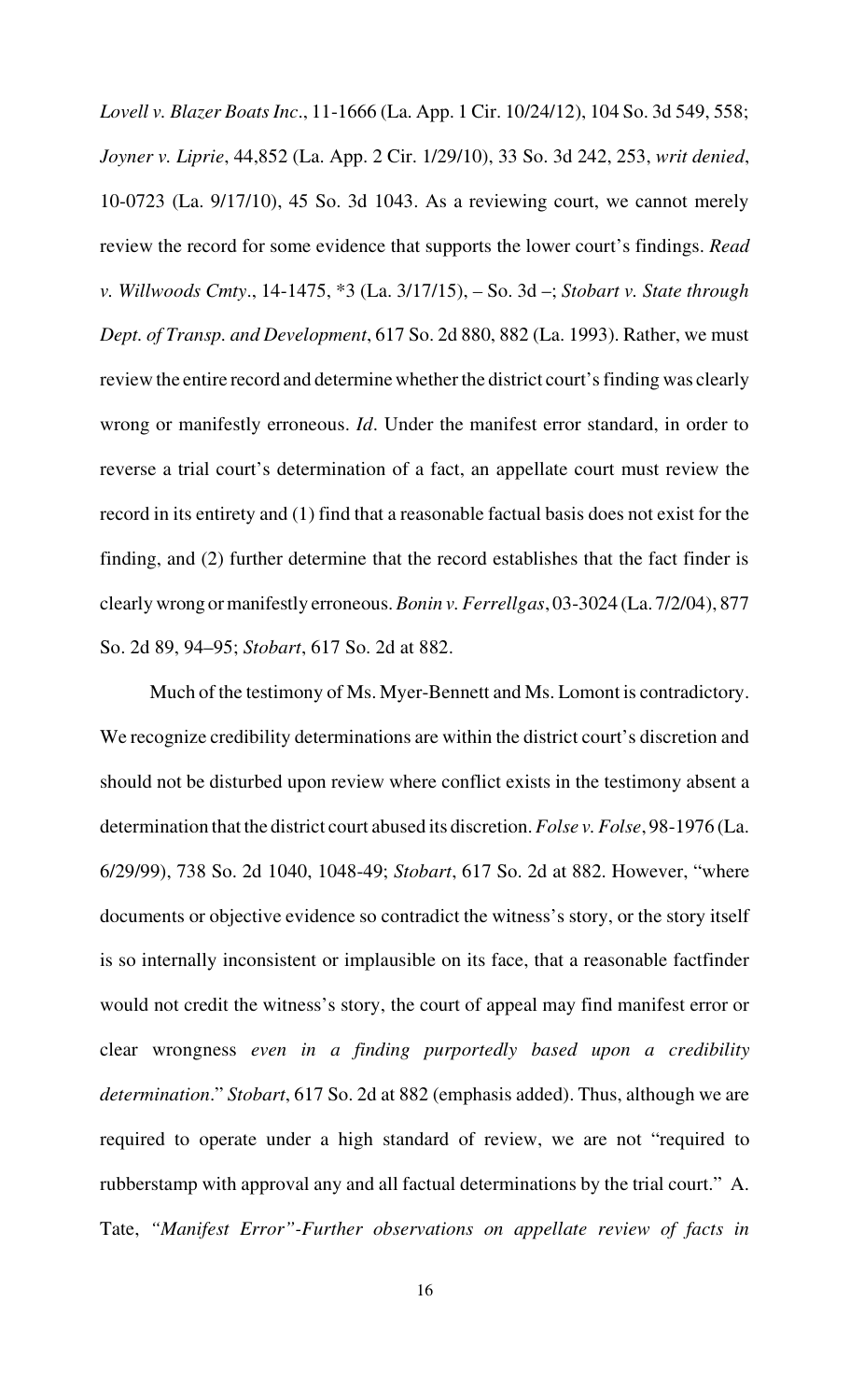*Lovell v. Blazer Boats Inc*., 11-1666 (La. App. 1 Cir. 10/24/12), 104 So. 3d 549, 558; *Joyner v. Liprie*, 44,852 (La. App. 2 Cir. 1/29/10), 33 So. 3d 242, 253, *writ denied*, 10-0723 (La. 9/17/10), 45 So. 3d 1043. As a reviewing court, we cannot merely review the record for some evidence that supports the lower court's findings. *Read v. Willwoods Cmty*., 14-1475, *3 (La. 3/17/15), – So. 3d –; *Stobart v. State through Dept. of Transp. and Development*, 617 So. 2d 880, 882 (La. 1993). Rather, we must review the entire record and determine whether the district court's finding was clearly wrong or manifestly erroneous. *Id*. Under the manifest error standard, in order to reverse a trial court's determination of a fact, an appellate court must review the record in its entirety and (1) find that a reasonable factual basis does not exist for the finding, and (2) further determine that the record establishes that the fact finder is clearly wrong or manifestly erroneous. *Bonin v. Ferrellgas*, 03-3024 (La. 7/2/04), 877 So. 2d 89, 94–95; *Stobart*, 617 So. 2d at 882.

Much of the testimony of Ms. Myer-Bennett and Ms. Lomont is contradictory. We recognize credibility determinations are within the district court's discretion and should not be disturbed upon review where conflict exists in the testimony absent a determination that the district court abused its discretion. *Folse v. Folse*, 98-1976 (La. 6/29/99), 738 So. 2d 1040, 1048-49; *Stobart*, 617 So. 2d at 882. However, "where documents or objective evidence so contradict the witness's story, or the story itself is so internally inconsistent or implausible on its face, that a reasonable factfinder would not credit the witness's story, the court of appeal may find manifest error or clear wrongness *even in a finding purportedly based upon a credibility determination*." *Stobart*, 617 So. 2d at 882 (emphasis added). Thus, although we are required to operate under a high standard of review, we are not "required to rubberstamp with approval any and all factual determinations by the trial court." A. Tate, *"Manifest Error"-Further observations on appellate review of facts in*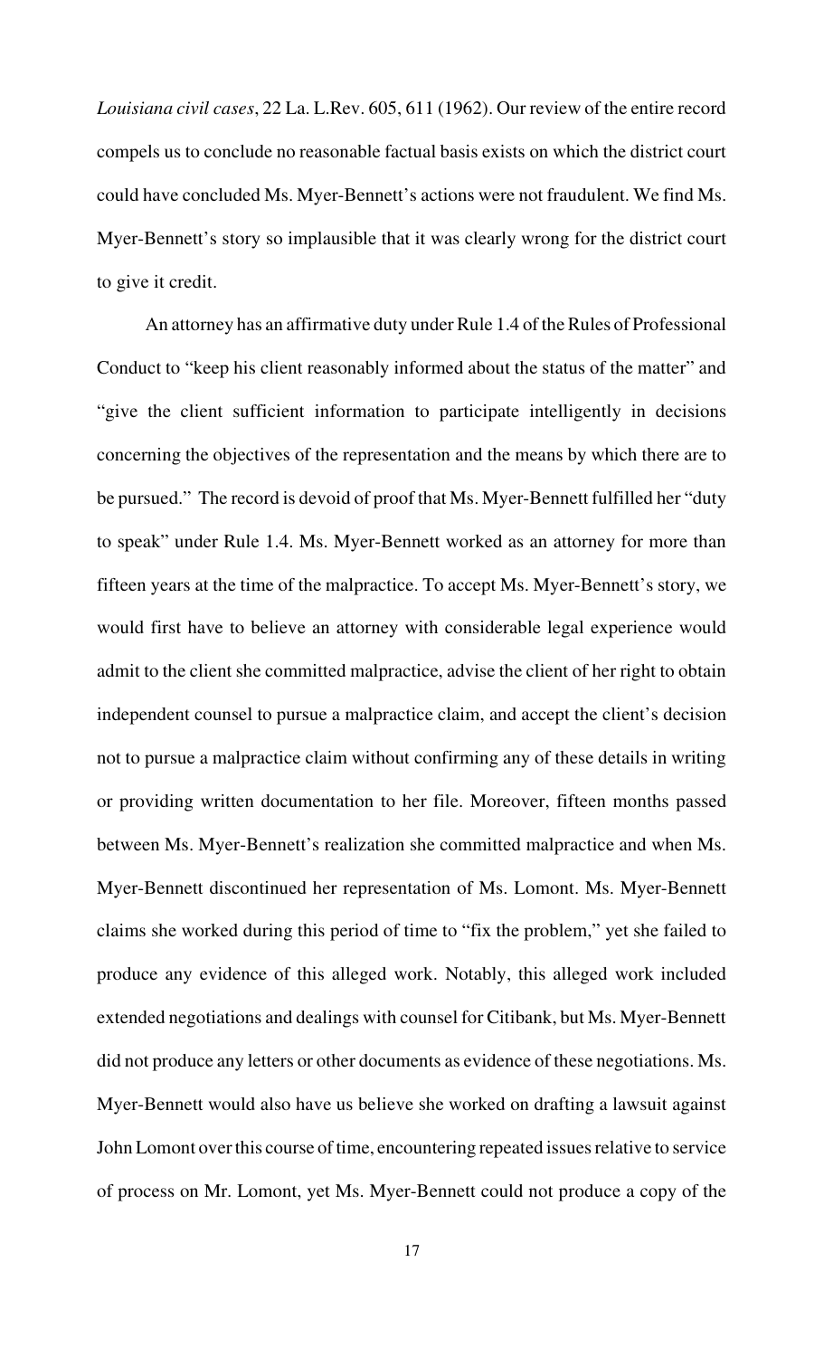*Louisiana civil cases*, 22 La. L.Rev. 605, 611 (1962). Our review of the entire record compels us to conclude no reasonable factual basis exists on which the district court could have concluded Ms. Myer-Bennett's actions were not fraudulent. We find Ms. Myer-Bennett's story so implausible that it was clearly wrong for the district court to give it credit.

An attorney has an affirmative duty under Rule 1.4 of the Rules of Professional Conduct to "keep his client reasonably informed about the status of the matter" and "give the client sufficient information to participate intelligently in decisions concerning the objectives of the representation and the means by which there are to be pursued." The record is devoid of proof that Ms. Myer-Bennett fulfilled her "duty to speak" under Rule 1.4. Ms. Myer-Bennett worked as an attorney for more than fifteen years at the time of the malpractice. To accept Ms. Myer-Bennett's story, we would first have to believe an attorney with considerable legal experience would admit to the client she committed malpractice, advise the client of her right to obtain independent counsel to pursue a malpractice claim, and accept the client's decision not to pursue a malpractice claim without confirming any of these details in writing or providing written documentation to her file. Moreover, fifteen months passed between Ms. Myer-Bennett's realization she committed malpractice and when Ms. Myer-Bennett discontinued her representation of Ms. Lomont. Ms. Myer-Bennett claims she worked during this period of time to "fix the problem," yet she failed to produce any evidence of this alleged work. Notably, this alleged work included extended negotiations and dealings with counsel for Citibank, but Ms. Myer-Bennett did not produce any letters or other documents as evidence of these negotiations. Ms. Myer-Bennett would also have us believe she worked on drafting a lawsuit against John Lomont over this course of time, encountering repeated issues relative to service of process on Mr. Lomont, yet Ms. Myer-Bennett could not produce a copy of the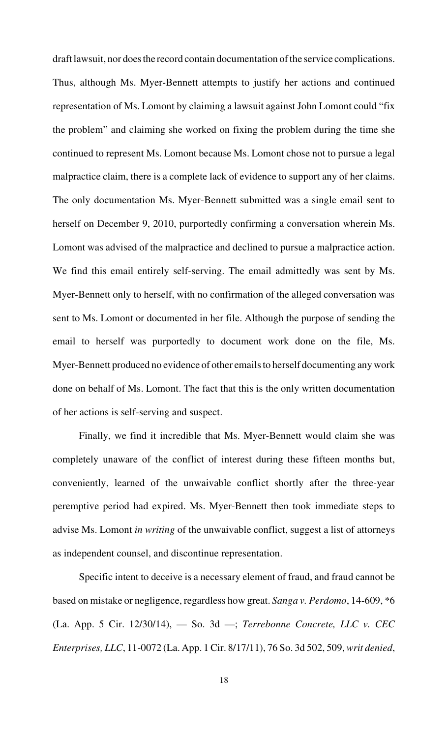draft lawsuit, nor does the record contain documentation of the service complications. Thus, although Ms. Myer-Bennett attempts to justify her actions and continued representation of Ms. Lomont by claiming a lawsuit against John Lomont could "fix the problem" and claiming she worked on fixing the problem during the time she continued to represent Ms. Lomont because Ms. Lomont chose not to pursue a legal malpractice claim, there is a complete lack of evidence to support any of her claims. The only documentation Ms. Myer-Bennett submitted was a single email sent to herself on December 9, 2010, purportedly confirming a conversation wherein Ms. Lomont was advised of the malpractice and declined to pursue a malpractice action. We find this email entirely self-serving. The email admittedly was sent by Ms. Myer-Bennett only to herself, with no confirmation of the alleged conversation was sent to Ms. Lomont or documented in her file. Although the purpose of sending the email to herself was purportedly to document work done on the file, Ms. Myer-Bennett produced no evidence of other emails to herself documenting any work done on behalf of Ms. Lomont. The fact that this is the only written documentation of her actions is self-serving and suspect.

Finally, we find it incredible that Ms. Myer-Bennett would claim she was completely unaware of the conflict of interest during these fifteen months but, conveniently, learned of the unwaivable conflict shortly after the three-year peremptive period had expired. Ms. Myer-Bennett then took immediate steps to advise Ms. Lomont *in writing* of the unwaivable conflict, suggest a list of attorneys as independent counsel, and discontinue representation.

Specific intent to deceive is a necessary element of fraud, and fraud cannot be based on mistake or negligence, regardless how great. *Sanga v. Perdomo*, 14-609, *6 (La. App. 5 Cir. 12/30/14), — So. 3d —; *Terrebonne Concrete, LLC v. CEC Enterprises, LLC*, 11-0072 (La. App. 1 Cir. 8/17/11), 76 So. 3d 502, 509, *writ denied*,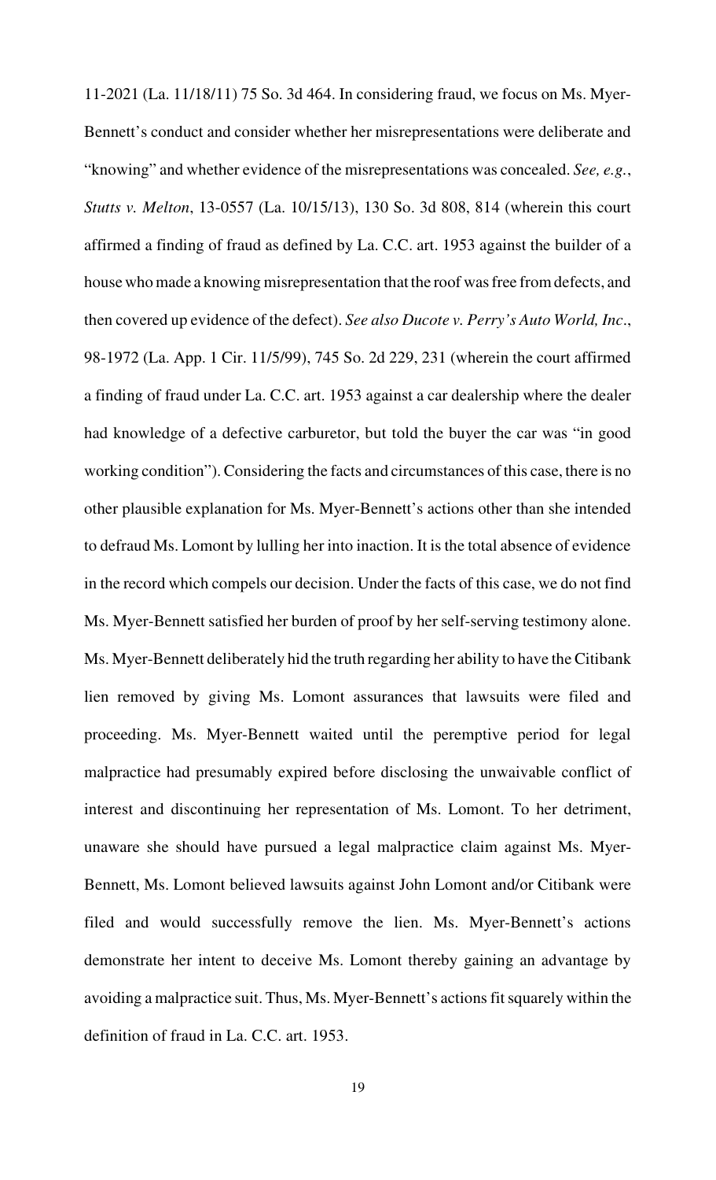11-2021 (La. 11/18/11) 75 So. 3d 464. In considering fraud, we focus on Ms. Myer-Bennett's conduct and consider whether her misrepresentations were deliberate and "knowing" and whether evidence of the misrepresentations was concealed. *See, e.g.*, *Stutts v. Melton*, 13-0557 (La. 10/15/13), 130 So. 3d 808, 814 (wherein this court affirmed a finding of fraud as defined by La. C.C. art. 1953 against the builder of a house who made a knowing misrepresentation that the roof was free from defects, and then covered up evidence of the defect). *See also Ducote v. Perry's Auto World, Inc*., 98-1972 (La. App. 1 Cir. 11/5/99), 745 So. 2d 229, 231 (wherein the court affirmed a finding of fraud under La. C.C. art. 1953 against a car dealership where the dealer had knowledge of a defective carburetor, but told the buyer the car was "in good working condition"). Considering the facts and circumstances of this case, there is no other plausible explanation for Ms. Myer-Bennett's actions other than she intended to defraud Ms. Lomont by lulling her into inaction. It is the total absence of evidence in the record which compels our decision. Under the facts of this case, we do not find Ms. Myer-Bennett satisfied her burden of proof by her self-serving testimony alone. Ms. Myer-Bennett deliberately hid the truth regarding her ability to have the Citibank lien removed by giving Ms. Lomont assurances that lawsuits were filed and proceeding. Ms. Myer-Bennett waited until the peremptive period for legal malpractice had presumably expired before disclosing the unwaivable conflict of interest and discontinuing her representation of Ms. Lomont. To her detriment, unaware she should have pursued a legal malpractice claim against Ms. Myer-Bennett, Ms. Lomont believed lawsuits against John Lomont and/or Citibank were filed and would successfully remove the lien. Ms. Myer-Bennett's actions demonstrate her intent to deceive Ms. Lomont thereby gaining an advantage by avoiding a malpractice suit. Thus, Ms. Myer-Bennett's actions fit squarely within the definition of fraud in La. C.C. art. 1953.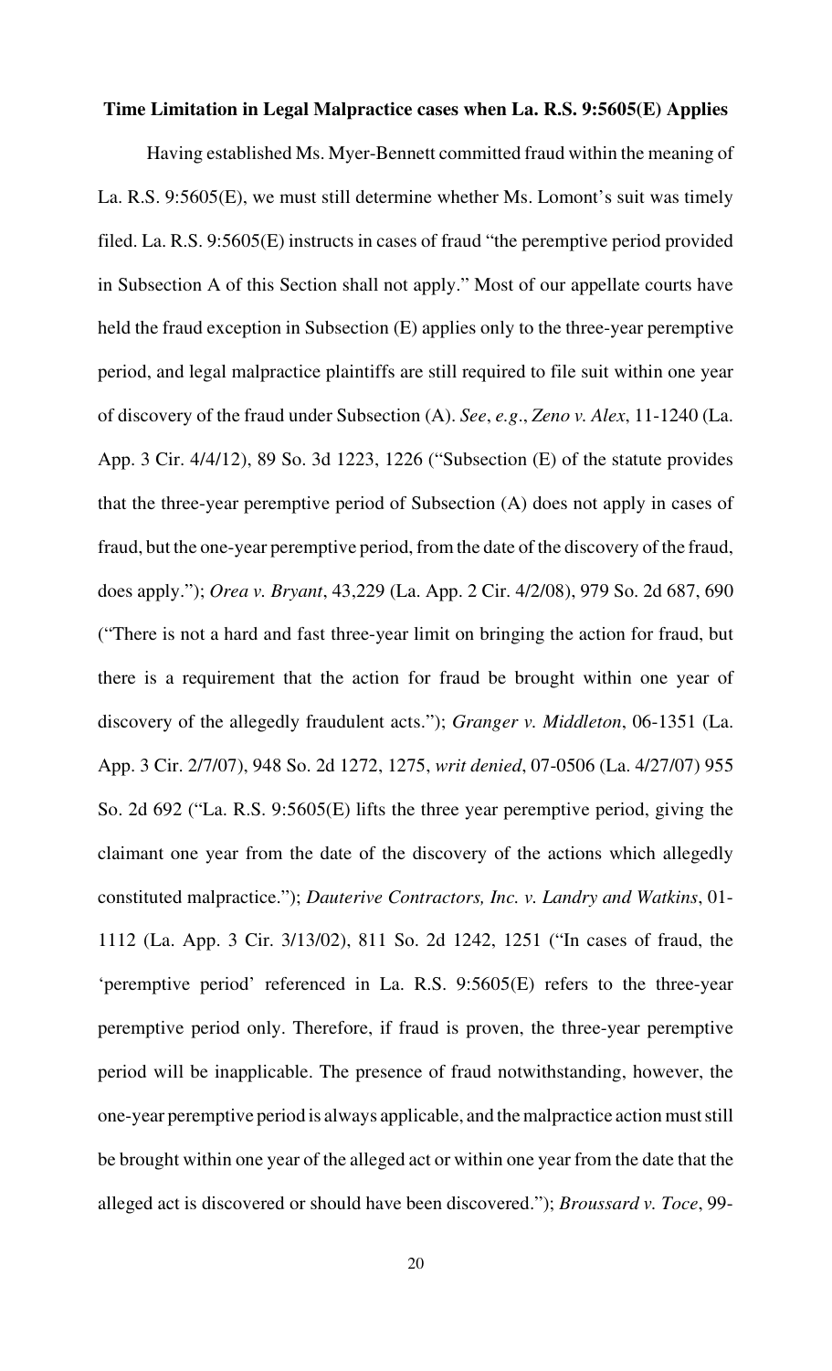**Time Limitation in Legal Malpractice cases when La. R.S. 9:5605(E) Applies**

Having established Ms. Myer-Bennett committed fraud within the meaning of La. R.S. 9:5605(E), we must still determine whether Ms. Lomont's suit was timely filed. La. R.S. 9:5605(E) instructs in cases of fraud "the peremptive period provided in Subsection A of this Section shall not apply." Most of our appellate courts have held the fraud exception in Subsection (E) applies only to the three-year peremptive period, and legal malpractice plaintiffs are still required to file suit within one year of discovery of the fraud under Subsection (A). *See*, *e.g*., *Zeno v. Alex*, 11-1240 (La. App. 3 Cir. 4/4/12), 89 So. 3d 1223, 1226 ("Subsection (E) of the statute provides that the three-year peremptive period of Subsection (A) does not apply in cases of fraud, but the one-year peremptive period, from the date of the discovery of the fraud, does apply."); *Orea v. Bryant*, 43,229 (La. App. 2 Cir. 4/2/08), 979 So. 2d 687, 690 ("There is not a hard and fast three-year limit on bringing the action for fraud, but there is a requirement that the action for fraud be brought within one year of discovery of the allegedly fraudulent acts."); *Granger v. Middleton*, 06-1351 (La. App. 3 Cir. 2/7/07), 948 So. 2d 1272, 1275, *writ denied*, 07-0506 (La. 4/27/07) 955 So. 2d 692 ("La. R.S. 9:5605(E) lifts the three year peremptive period, giving the claimant one year from the date of the discovery of the actions which allegedly constituted malpractice."); *Dauterive Contractors, Inc. v. Landry and Watkins*, 01-1112 (La. App. 3 Cir. 3/13/02), 811 So. 2d 1242, 1251 ("In cases of fraud, the 'peremptive period' referenced in La. R.S. 9:5605(E) refers to the three-year peremptive period only. Therefore, if fraud is proven, the three-year peremptive period will be inapplicable. The presence of fraud notwithstanding, however, the one-year peremptive period is always applicable, and the malpractice action must still be brought within one year of the alleged act or within one year from the date that the alleged act is discovered or should have been discovered."); *Broussard v. Toce*, 99-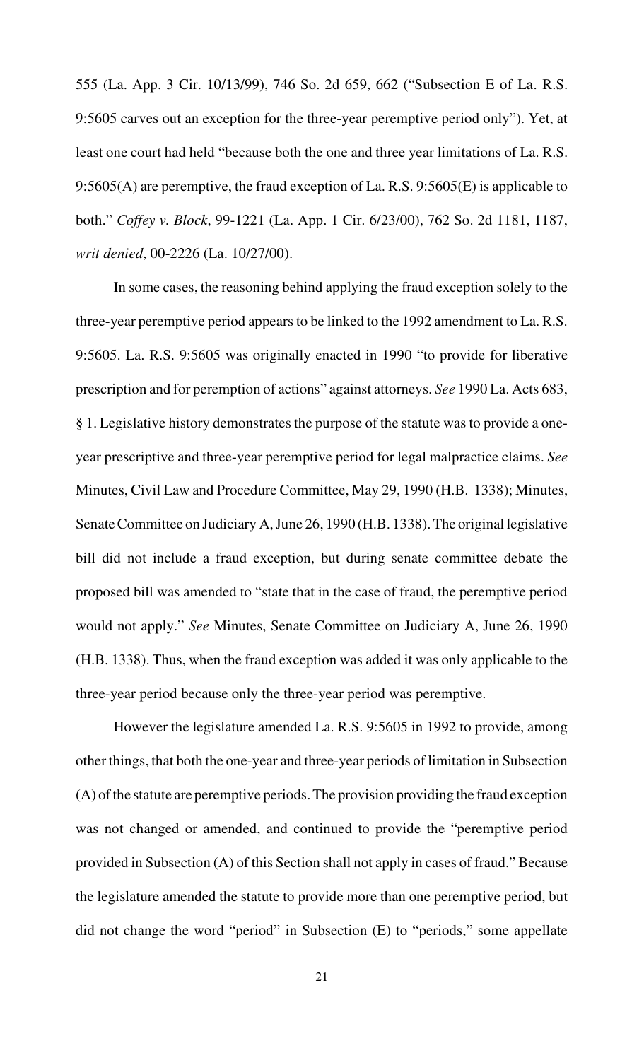555 (La. App. 3 Cir. 10/13/99), 746 So. 2d 659, 662 ("Subsection E of La. R.S. 9:5605 carves out an exception for the three-year peremptive period only"). Yet, at least one court had held "because both the one and three year limitations of La. R.S. 9:5605(A) are peremptive, the fraud exception of La. R.S. 9:5605(E) is applicable to both." *Coffey v. Block*, 99-1221 (La. App. 1 Cir. 6/23/00), 762 So. 2d 1181, 1187, *writ denied*, 00-2226 (La. 10/27/00).

In some cases, the reasoning behind applying the fraud exception solely to the three-year peremptive period appears to be linked to the 1992 amendment to La. R.S. 9:5605. La. R.S. 9:5605 was originally enacted in 1990 "to provide for liberative prescription and for peremption of actions" against attorneys. *See* 1990 La. Acts 683, § 1. Legislative history demonstrates the purpose of the statute was to provide a one-year prescriptive and three-year peremptive period for legal malpractice claims. *See* Minutes, Civil Law and Procedure Committee, May 29, 1990 (H.B. 1338); Minutes, Senate Committee on Judiciary A, June 26, 1990 (H.B. 1338). The original legislative bill did not include a fraud exception, but during senate committee debate the proposed bill was amended to "state that in the case of fraud, the peremptive period would not apply." *See* Minutes, Senate Committee on Judiciary A, June 26, 1990 (H.B. 1338). Thus, when the fraud exception was added it was only applicable to the three-year period because only the three-year period was peremptive.

However the legislature amended La. R.S. 9:5605 in 1992 to provide, among other things, that both the one-year and three-year periods of limitation in Subsection (A) of the statute are peremptive periods. The provision providing the fraud exception was not changed or amended, and continued to provide the "peremptive period provided in Subsection (A) of this Section shall not apply in cases of fraud." Because the legislature amended the statute to provide more than one peremptive period, but did not change the word "period" in Subsection (E) to "periods," some appellate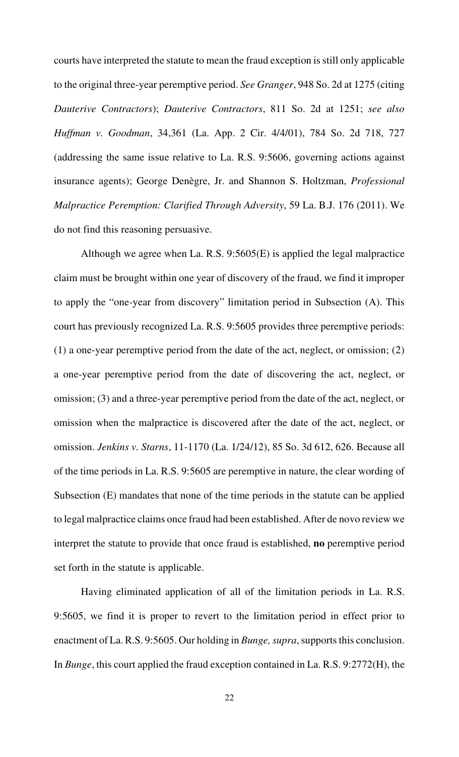courts have interpreted the statute to mean the fraud exception is still only applicable to the original three-year peremptive period. *See Granger*, 948 So. 2d at 1275 (citing *Dauterive Contractors*); *Dauterive Contractors*, 811 So. 2d at 1251; *see also Huffman v. Goodman*, 34,361 (La. App. 2 Cir. 4/4/01), 784 So. 2d 718, 727 (addressing the same issue relative to La. R.S. 9:5606, governing actions against insurance agents); George Denègre, Jr. and Shannon S. Holtzman, *Professional Malpractice Peremption: Clarified Through Adversity*, 59 La. B.J. 176 (2011). We do not find this reasoning persuasive.

Although we agree when La. R.S. 9:5605(E) is applied the legal malpractice claim must be brought within one year of discovery of the fraud, we find it improper to apply the "one-year from discovery" limitation period in Subsection (A). This court has previously recognized La. R.S. 9:5605 provides three peremptive periods: (1) a one-year peremptive period from the date of the act, neglect, or omission; (2) a one-year peremptive period from the date of discovering the act, neglect, or omission; (3) and a three-year peremptive period from the date of the act, neglect, or omission when the malpractice is discovered after the date of the act, neglect, or omission. *Jenkins v. Starns*, 11-1170 (La. 1/24/12), 85 So. 3d 612, 626. Because all of the time periods in La. R.S. 9:5605 are peremptive in nature, the clear wording of Subsection (E) mandates that none of the time periods in the statute can be applied to legal malpractice claims once fraud had been established. After de novo review we interpret the statute to provide that once fraud is established, **no** peremptive period set forth in the statute is applicable.

Having eliminated application of all of the limitation periods in La. R.S. 9:5605, we find it is proper to revert to the limitation period in effect prior to enactment of La. R.S. 9:5605. Our holding in *Bunge, supra*, supports this conclusion. In *Bunge*, this court applied the fraud exception contained in La. R.S. 9:2772(H), the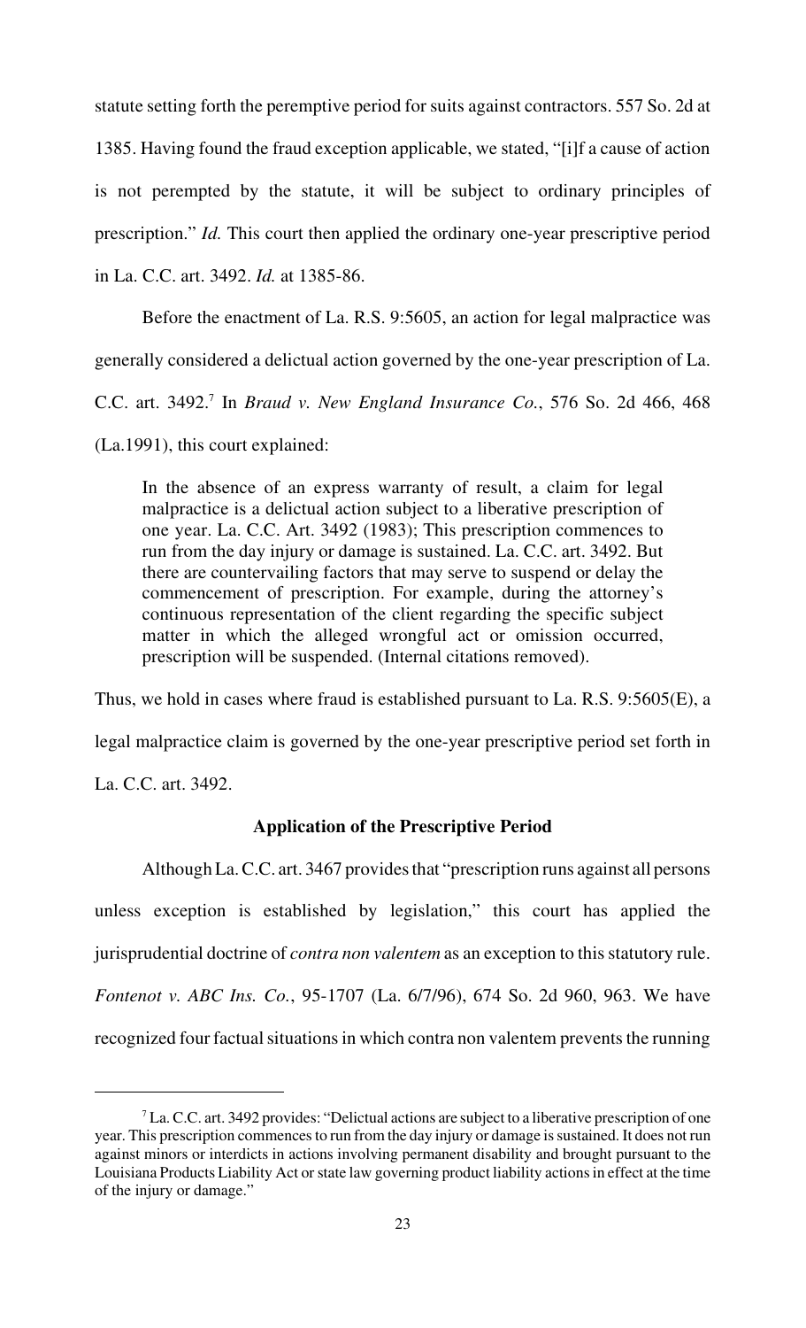statute setting forth the peremptive period for suits against contractors. 557 So. 2d at 1385. Having found the fraud exception applicable, we stated, "[i]f a cause of action is not perempted by the statute, it will be subject to ordinary principles of prescription." *Id.* This court then applied the ordinary one-year prescriptive period in La. C.C. art. 3492. *Id.* at 1385-86.

Before the enactment of La. R.S. 9:5605, an action for legal malpractice was generally considered a delictual action governed by the one-year prescription of La. C.C. art. 3492.[7] In *Braud v. New England Insurance Co.*, 576 So. 2d 466, 468 (La.1991), this court explained:

> In the absence of an express warranty of result, a claim for legal malpractice is a delictual action subject to a liberative prescription of one year. La. C.C. Art. 3492 (1983); This prescription commences to run from the day injury or damage is sustained. La. C.C. art. 3492. But there are countervailing factors that may serve to suspend or delay the commencement of prescription. For example, during the attorney's continuous representation of the client regarding the specific subject matter in which the alleged wrongful act or omission occurred, prescription will be suspended. (Internal citations removed).

Thus, we hold in cases where fraud is established pursuant to La. R.S. 9:5605(E), a legal malpractice claim is governed by the one-year prescriptive period set forth in La. C.C. art. 3492.

**Application of the Prescriptive Period**

Although La. C.C. art. 3467 provides that "prescription runs against all persons unless exception is established by legislation," this court has applied the jurisprudential doctrine of *contra non valentem* as an exception to this statutory rule. *Fontenot v. ABC Ins. Co.*, 95-1707 (La. 6/7/96), 674 So. 2d 960, 963. We have recognized four factual situations in which contra non valentem prevents the running

---

[7] La. C.C. art. 3492 provides: "Delictual actions are subject to a liberative prescription of one year. This prescription commences to run from the day injury or damage is sustained. It does not run against minors or interdicts in actions involving permanent disability and brought pursuant to the Louisiana Products Liability Act or state law governing product liability actions in effect at the time of the injury or damage."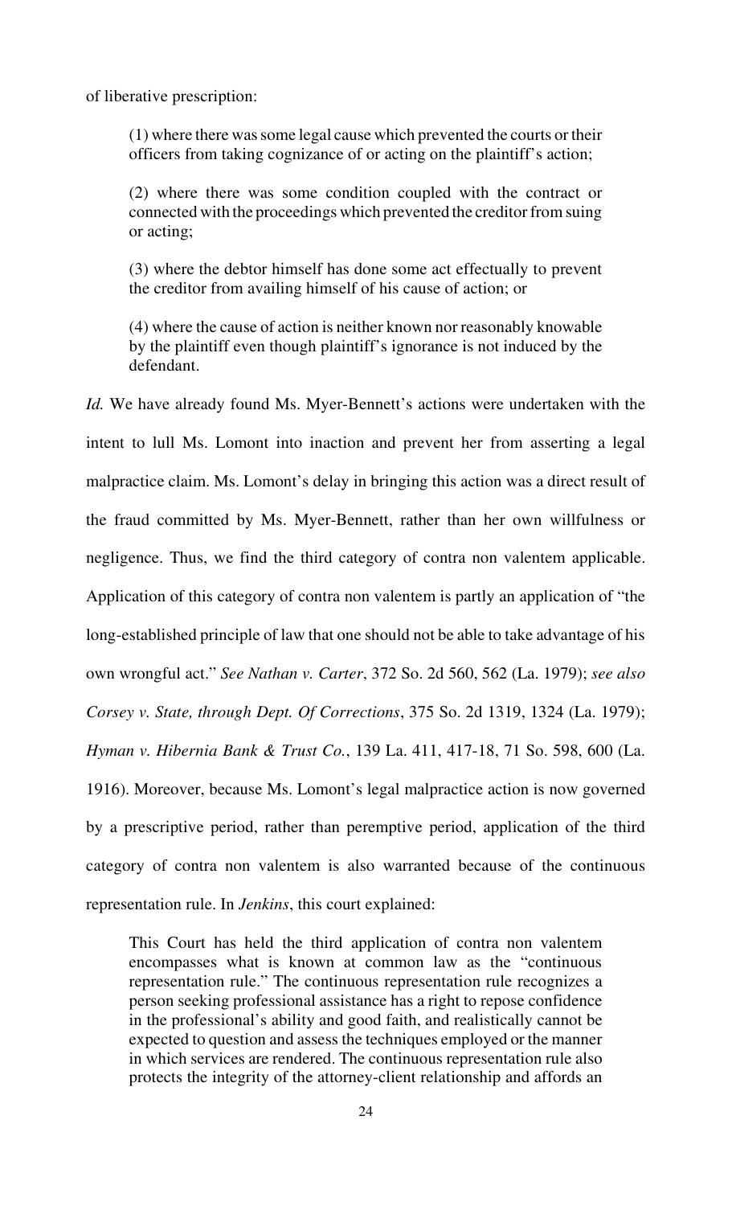of liberative prescription:

> (1) where there was some legal cause which prevented the courts or their officers from taking cognizance of or acting on the plaintiff's action;
>
> (2) where there was some condition coupled with the contract or connected with the proceedings which prevented the creditor from suing or acting;
>
> (3) where the debtor himself has done some act effectually to prevent the creditor from availing himself of his cause of action; or
>
> (4) where the cause of action is neither known nor reasonably knowable by the plaintiff even though plaintiff's ignorance is not induced by the defendant.

*Id.* We have already found Ms. Myer-Bennett's actions were undertaken with the intent to lull Ms. Lomont into inaction and prevent her from asserting a legal malpractice claim. Ms. Lomont's delay in bringing this action was a direct result of the fraud committed by Ms. Myer-Bennett, rather than her own willfulness or negligence. Thus, we find the third category of contra non valentem applicable. Application of this category of contra non valentem is partly an application of "the long-established principle of law that one should not be able to take advantage of his own wrongful act." *See Nathan v. Carter*, 372 So. 2d 560, 562 (La. 1979); *see also Corsey v. State, through Dept. Of Corrections*, 375 So. 2d 1319, 1324 (La. 1979); *Hyman v. Hibernia Bank & Trust Co.*, 139 La. 411, 417-18, 71 So. 598, 600 (La. 1916). Moreover, because Ms. Lomont's legal malpractice action is now governed by a prescriptive period, rather than peremptive period, application of the third category of contra non valentem is also warranted because of the continuous representation rule. In *Jenkins*, this court explained:

> This Court has held the third application of contra non valentem encompasses what is known at common law as the "continuous representation rule." The continuous representation rule recognizes a person seeking professional assistance has a right to repose confidence in the professional's ability and good faith, and realistically cannot be expected to question and assess the techniques employed or the manner in which services are rendered. The continuous representation rule also protects the integrity of the attorney-client relationship and affords an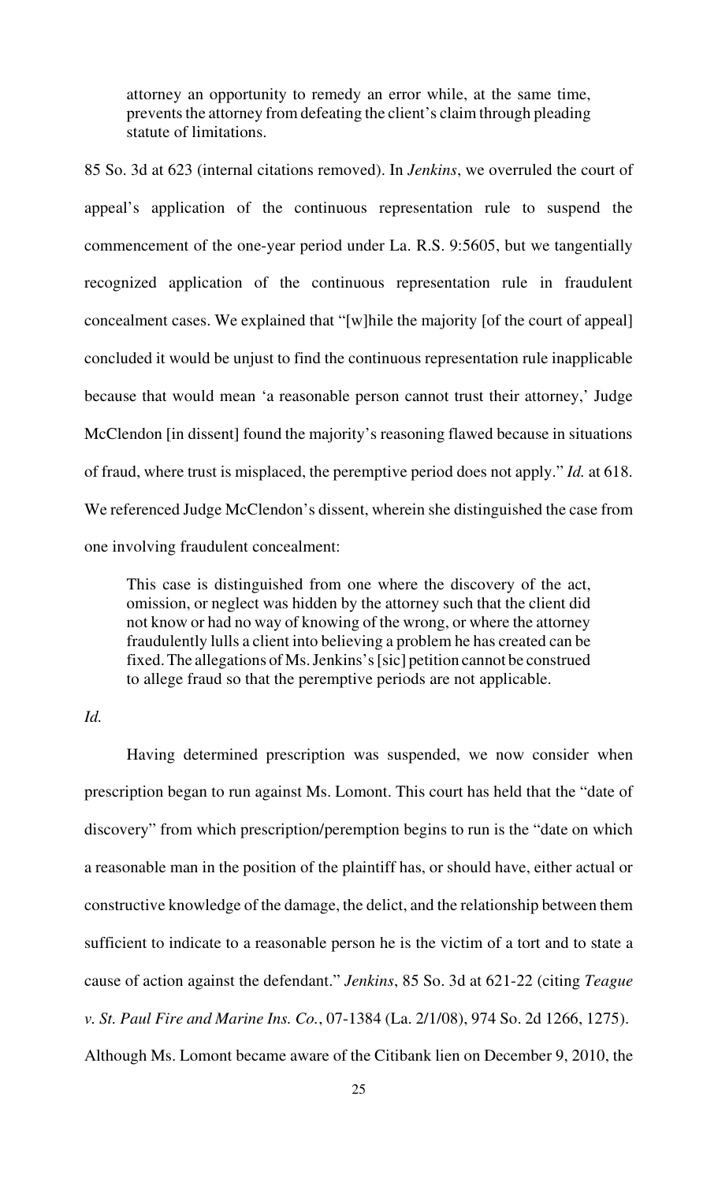attorney an opportunity to remedy an error while, at the same time, prevents the attorney from defeating the client's claim through pleading statute of limitations.

85 So. 3d at 623 (internal citations removed). In *Jenkins*, we overruled the court of appeal's application of the continuous representation rule to suspend the commencement of the one-year period under La. R.S. 9:5605, but we tangentially recognized application of the continuous representation rule in fraudulent concealment cases. We explained that "[w]hile the majority [of the court of appeal] concluded it would be unjust to find the continuous representation rule inapplicable because that would mean 'a reasonable person cannot trust their attorney,' Judge McClendon [in dissent] found the majority's reasoning flawed because in situations of fraud, where trust is misplaced, the peremptive period does not apply." *Id.* at 618. We referenced Judge McClendon's dissent, wherein she distinguished the case from one involving fraudulent concealment:

> This case is distinguished from one where the discovery of the act, omission, or neglect was hidden by the attorney such that the client did not know or had no way of knowing of the wrong, or where the attorney fraudulently lulls a client into believing a problem he has created can be fixed. The allegations of Ms. Jenkins's [sic] petition cannot be construed to allege fraud so that the peremptive periods are not applicable.

*Id.*

Having determined prescription was suspended, we now consider when prescription began to run against Ms. Lomont. This court has held that the "date of discovery" from which prescription/peremption begins to run is the "date on which a reasonable man in the position of the plaintiff has, or should have, either actual or constructive knowledge of the damage, the delict, and the relationship between them sufficient to indicate to a reasonable person he is the victim of a tort and to state a cause of action against the defendant." *Jenkins*, 85 So. 3d at 621-22 (citing *Teague v. St. Paul Fire and Marine Ins. Co.*, 07-1384 (La. 2/1/08), 974 So. 2d 1266, 1275). Although Ms. Lomont became aware of the Citibank lien on December 9, 2010, the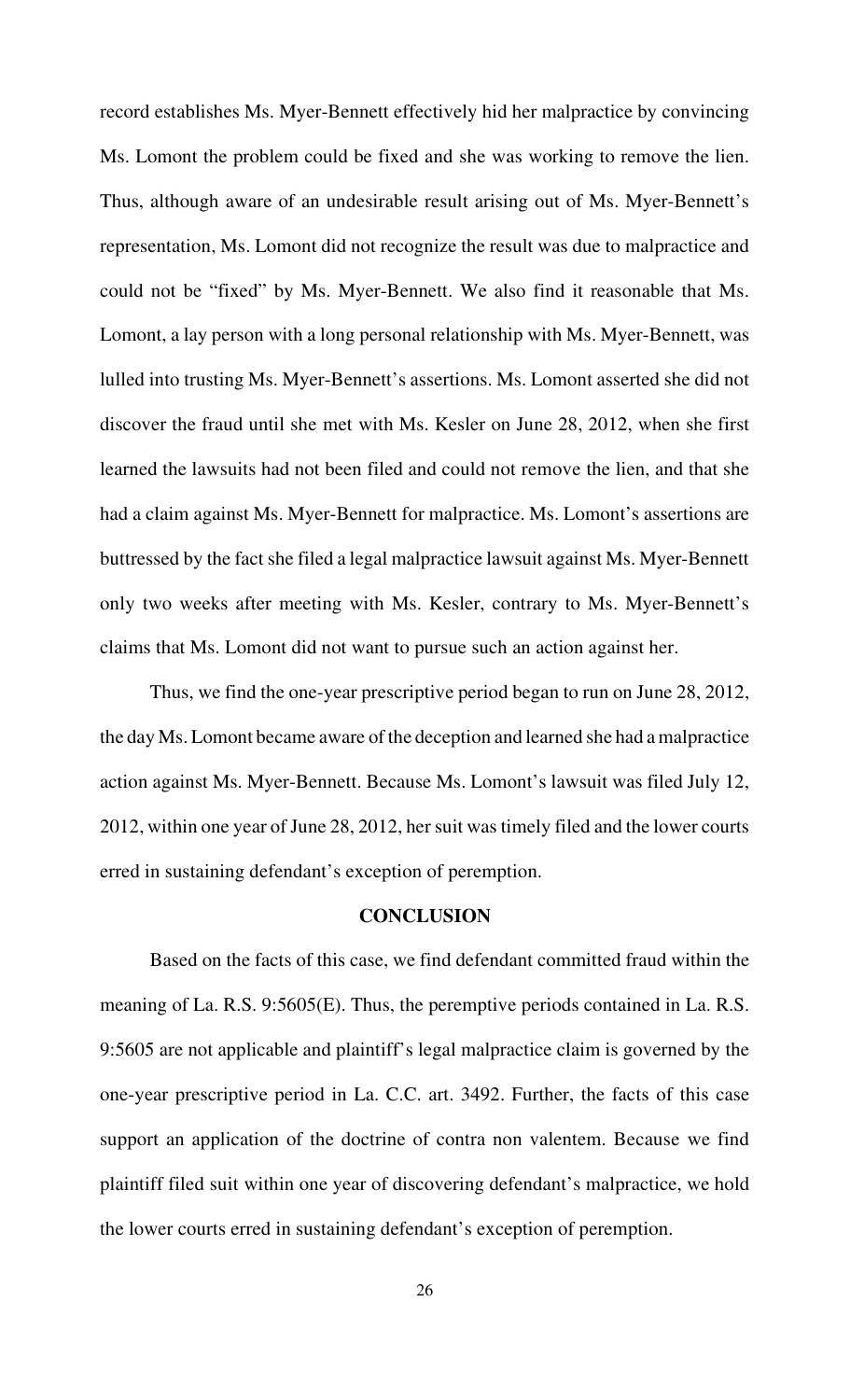record establishes Ms. Myer-Bennett effectively hid her malpractice by convincing Ms. Lomont the problem could be fixed and she was working to remove the lien. Thus, although aware of an undesirable result arising out of Ms. Myer-Bennett's representation, Ms. Lomont did not recognize the result was due to malpractice and could not be "fixed" by Ms. Myer-Bennett. We also find it reasonable that Ms. Lomont, a lay person with a long personal relationship with Ms. Myer-Bennett, was lulled into trusting Ms. Myer-Bennett's assertions. Ms. Lomont asserted she did not discover the fraud until she met with Ms. Kesler on June 28, 2012, when she first learned the lawsuits had not been filed and could not remove the lien, and that she had a claim against Ms. Myer-Bennett for malpractice. Ms. Lomont's assertions are buttressed by the fact she filed a legal malpractice lawsuit against Ms. Myer-Bennett only two weeks after meeting with Ms. Kesler, contrary to Ms. Myer-Bennett's claims that Ms. Lomont did not want to pursue such an action against her.

Thus, we find the one-year prescriptive period began to run on June 28, 2012, the day Ms. Lomont became aware of the deception and learned she had a malpractice action against Ms. Myer-Bennett. Because Ms. Lomont's lawsuit was filed July 12, 2012, within one year of June 28, 2012, her suit was timely filed and the lower courts erred in sustaining defendant's exception of peremption.

## CONCLUSION

Based on the facts of this case, we find defendant committed fraud within the meaning of La. R.S. 9:5605(E). Thus, the peremptive periods contained in La. R.S. 9:5605 are not applicable and plaintiff's legal malpractice claim is governed by the one-year prescriptive period in La. C.C. art. 3492. Further, the facts of this case support an application of the doctrine of contra non valentem. Because we find plaintiff filed suit within one year of discovering defendant's malpractice, we hold the lower courts erred in sustaining defendant's exception of peremption.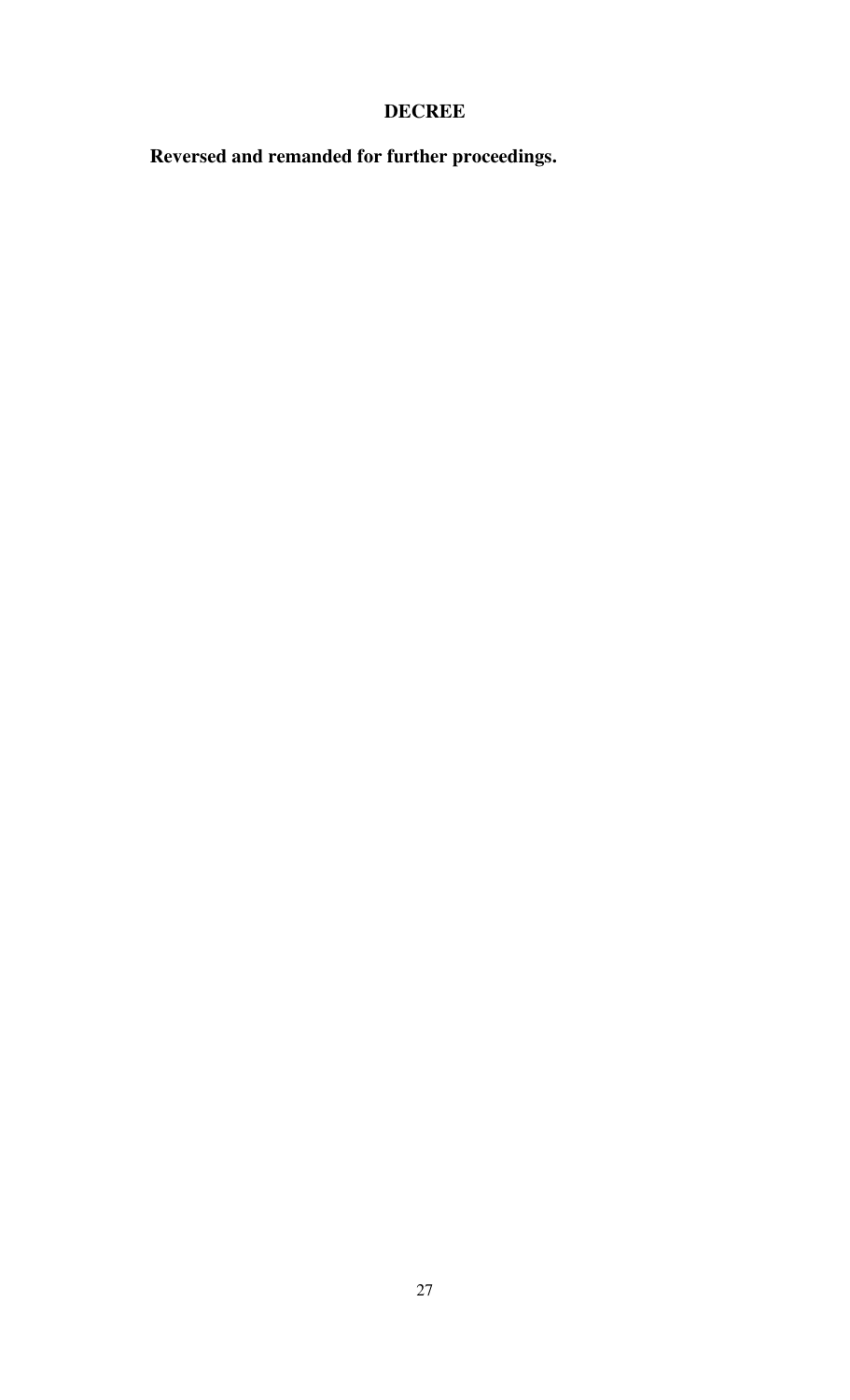# DECREE

**Reversed and remanded for further proceedings.**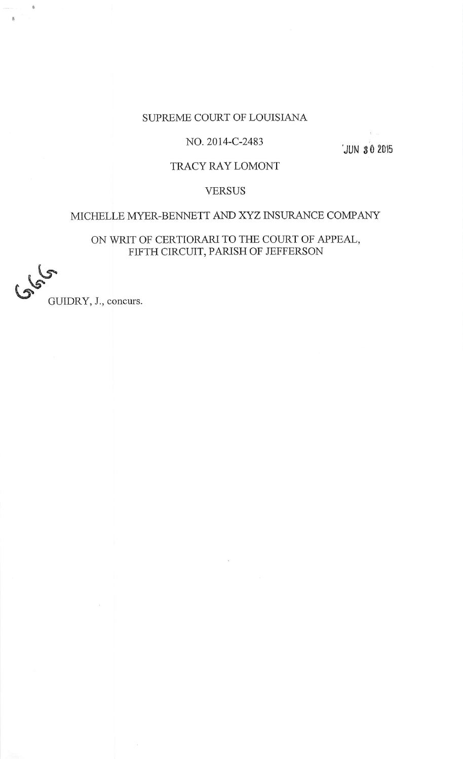SUPREME COURT OF LOUISIANA

NO. 2014-C-2483

JUN 30 2015

TRACY RAY LOMONT

VERSUS

MICHELLE MYER-BENNETT AND XYZ INSURANCE COMPANY

ON WRIT OF CERTIORARI TO THE COURT OF APPEAL, FIFTH CIRCUIT, PARISH OF JEFFERSON

GUIDRY, J., concurs.